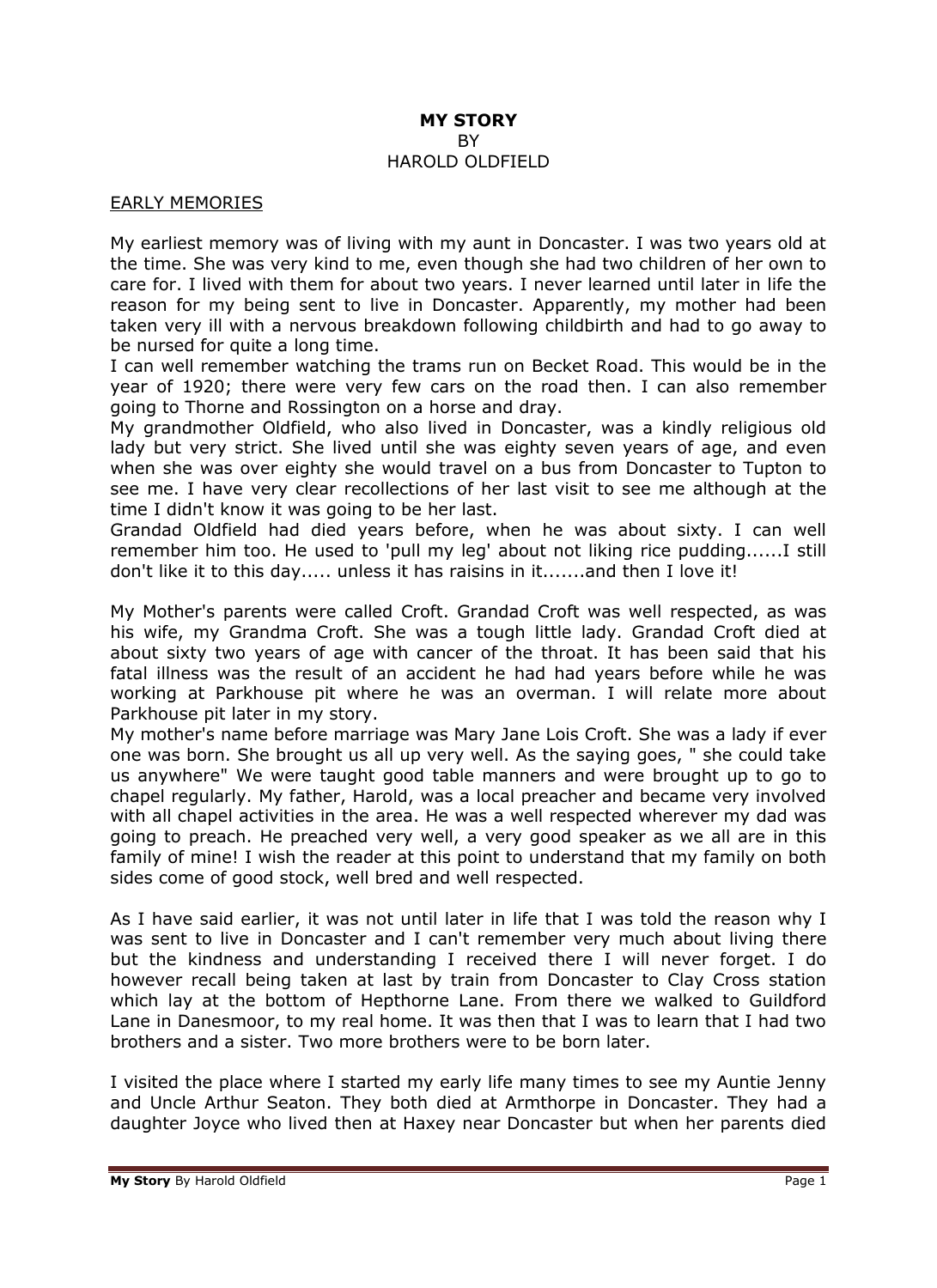# MY STORY

BY

HAROLD OLDFIELD

## EARLY MEMORIES

My earliest memory was of living with my aunt in Doncaster. I was two years old at the time. She was very kind to me, even though she had two children of her own to care for. I lived with them for about two years. I never learned until later in life the reason for my being sent to live in Doncaster. Apparently, my mother had been taken very ill with a nervous breakdown following childbirth and had to go away to be nursed for quite a long time.

I can well remember watching the trams run on Becket Road. This would be in the year of 1920; there were very few cars on the road then. I can also remember going to Thorne and Rossington on a horse and dray.

My grandmother Oldfield, who also lived in Doncaster, was a kindly religious old lady but very strict. She lived until she was eighty seven years of age, and even when she was over eighty she would travel on a bus from Doncaster to Tupton to see me. I have very clear recollections of her last visit to see me although at the time I didn't know it was going to be her last.

Grandad Oldfield had died years before, when he was about sixty. I can well remember him too. He used to 'pull my leg' about not liking rice pudding......I still don't like it to this day..... unless it has raisins in it.......and then I love it!

My Mother's parents were called Croft. Grandad Croft was well respected, as was his wife, my Grandma Croft. She was a tough little lady. Grandad Croft died at about sixty two years of age with cancer of the throat. It has been said that his fatal illness was the result of an accident he had had years before while he was working at Parkhouse pit where he was an overman. I will relate more about Parkhouse pit later in my story.

My mother's name before marriage was Mary Jane Lois Croft. She was a lady if ever one was born. She brought us all up very well. As the saying goes, " she could take us anywhere" We were taught good table manners and were brought up to go to chapel regularly. My father, Harold, was a local preacher and became very involved with all chapel activities in the area. He was a well respected wherever my dad was going to preach. He preached very well, a very good speaker as we all are in this family of mine! I wish the reader at this point to understand that my family on both sides come of good stock, well bred and well respected.

As I have said earlier, it was not until later in life that I was told the reason why I was sent to live in Doncaster and I can't remember very much about living there but the kindness and understanding I received there I will never forget. I do however recall being taken at last by train from Doncaster to Clay Cross station which lay at the bottom of Hepthorne Lane. From there we walked to Guildford Lane in Danesmoor, to my real home. It was then that I was to learn that I had two brothers and a sister. Two more brothers were to be born later.

I visited the place where I started my early life many times to see my Auntie Jenny and Uncle Arthur Seaton. They both died at Armthorpe in Doncaster. They had a daughter Joyce who lived then at Haxey near Doncaster but when her parents died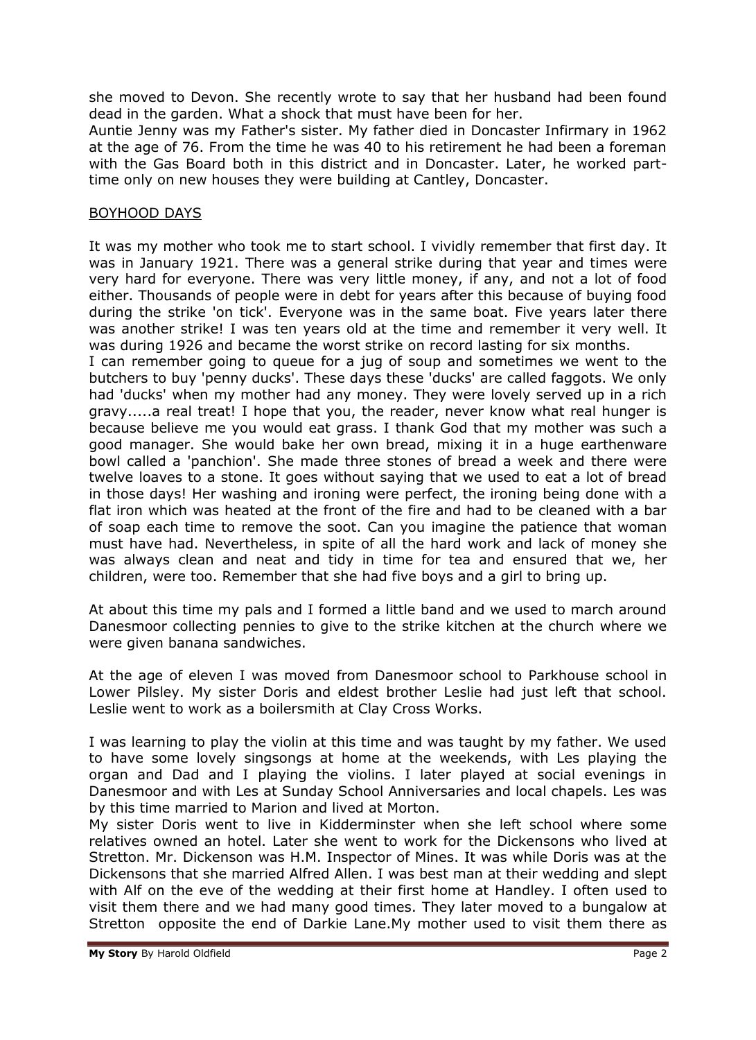she moved to Devon. She recently wrote to say that her husband had been found dead in the garden. What a shock that must have been for her.
Auntie Jenny was my Father's sister. My father died in Doncaster Infirmary in 1962 at the age of 76. From the time he was 40 to his retirement he had been a foreman with the Gas Board both in this district and in Doncaster. Later, he worked part-time only on new houses they were building at Cantley, Doncaster.

## BOYHOOD DAYS

It was my mother who took me to start school. I vividly remember that first day. It was in January 1921. There was a general strike during that year and times were very hard for everyone. There was very little money, if any, and not a lot of food either. Thousands of people were in debt for years after this because of buying food during the strike 'on tick'. Everyone was in the same boat. Five years later there was another strike! I was ten years old at the time and remember it very well. It was during 1926 and became the worst strike on record lasting for six months.
I can remember going to queue for a jug of soup and sometimes we went to the butchers to buy 'penny ducks'. These days these 'ducks' are called faggots. We only had 'ducks' when my mother had any money. They were lovely served up in a rich gravy.....a real treat! I hope that you, the reader, never know what real hunger is because believe me you would eat grass. I thank God that my mother was such a good manager. She would bake her own bread, mixing it in a huge earthenware bowl called a 'panchion'. She made three stones of bread a week and there were twelve loaves to a stone. It goes without saying that we used to eat a lot of bread in those days! Her washing and ironing were perfect, the ironing being done with a flat iron which was heated at the front of the fire and had to be cleaned with a bar of soap each time to remove the soot. Can you imagine the patience that woman must have had. Nevertheless, in spite of all the hard work and lack of money she was always clean and neat and tidy in time for tea and ensured that we, her children, were too. Remember that she had five boys and a girl to bring up.

At about this time my pals and I formed a little band and we used to march around Danesmoor collecting pennies to give to the strike kitchen at the church where we were given banana sandwiches.

At the age of eleven I was moved from Danesmoor school to Parkhouse school in Lower Pilsley. My sister Doris and eldest brother Leslie had just left that school. Leslie went to work as a boilersmith at Clay Cross Works.

I was learning to play the violin at this time and was taught by my father. We used to have some lovely singsongs at home at the weekends, with Les playing the organ and Dad and I playing the violins. I later played at social evenings in Danesmoor and with Les at Sunday School Anniversaries and local chapels. Les was by this time married to Marion and lived at Morton.
My sister Doris went to live in Kidderminster when she left school where some relatives owned an hotel. Later she went to work for the Dickensons who lived at Stretton. Mr. Dickenson was H.M. Inspector of Mines. It was while Doris was at the Dickensons that she married Alfred Allen. I was best man at their wedding and slept with Alf on the eve of the wedding at their first home at Handley. I often used to visit them there and we had many good times. They later moved to a bungalow at Stretton opposite the end of Darkie Lane.My mother used to visit them there as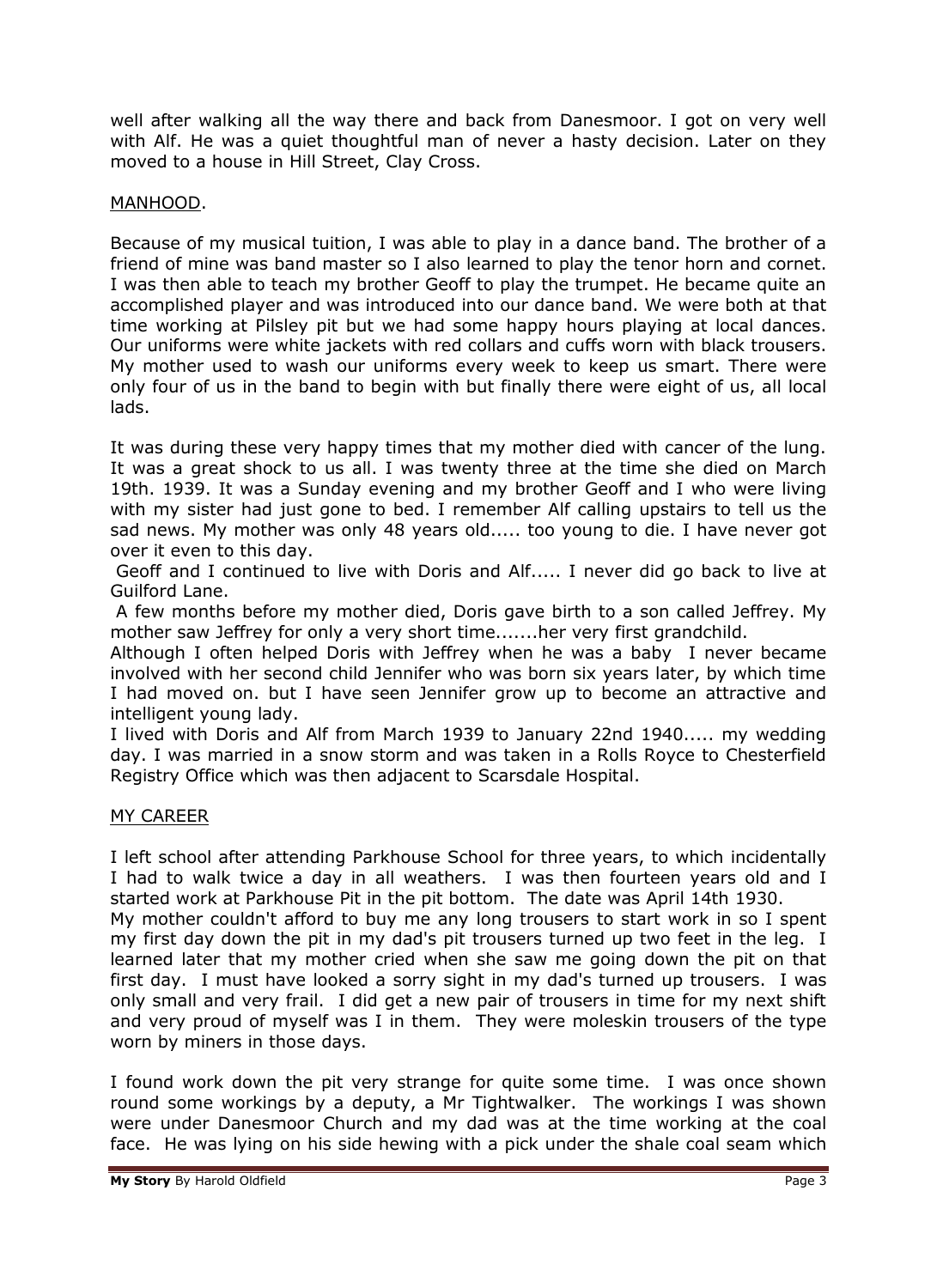well after walking all the way there and back from Danesmoor. I got on very well with Alf. He was a quiet thoughtful man of never a hasty decision. Later on they moved to a house in Hill Street, Clay Cross.

## MANHOOD.

Because of my musical tuition, I was able to play in a dance band. The brother of a friend of mine was band master so I also learned to play the tenor horn and cornet. I was then able to teach my brother Geoff to play the trumpet. He became quite an accomplished player and was introduced into our dance band. We were both at that time working at Pilsley pit but we had some happy hours playing at local dances. Our uniforms were white jackets with red collars and cuffs worn with black trousers. My mother used to wash our uniforms every week to keep us smart. There were only four of us in the band to begin with but finally there were eight of us, all local lads.

It was during these very happy times that my mother died with cancer of the lung. It was a great shock to us all. I was twenty three at the time she died on March 19th. 1939. It was a Sunday evening and my brother Geoff and I who were living with my sister had just gone to bed. I remember Alf calling upstairs to tell us the sad news. My mother was only 48 years old..... too young to die. I have never got over it even to this day.

Geoff and I continued to live with Doris and Alf..... I never did go back to live at Guilford Lane.

A few months before my mother died, Doris gave birth to a son called Jeffrey. My mother saw Jeffrey for only a very short time.......her very first grandchild.

Although I often helped Doris with Jeffrey when he was a baby I never became involved with her second child Jennifer who was born six years later, by which time I had moved on. but I have seen Jennifer grow up to become an attractive and intelligent young lady.

I lived with Doris and Alf from March 1939 to January 22nd 1940..... my wedding day. I was married in a snow storm and was taken in a Rolls Royce to Chesterfield Registry Office which was then adjacent to Scarsdale Hospital.

## MY CAREER

I left school after attending Parkhouse School for three years, to which incidentally I had to walk twice a day in all weathers. I was then fourteen years old and I started work at Parkhouse Pit in the pit bottom. The date was April 14th 1930.

My mother couldn't afford to buy me any long trousers to start work in so I spent my first day down the pit in my dad's pit trousers turned up two feet in the leg. I learned later that my mother cried when she saw me going down the pit on that first day. I must have looked a sorry sight in my dad's turned up trousers. I was only small and very frail. I did get a new pair of trousers in time for my next shift and very proud of myself was I in them. They were moleskin trousers of the type worn by miners in those days.

I found work down the pit very strange for quite some time. I was once shown round some workings by a deputy, a Mr Tightwalker. The workings I was shown were under Danesmoor Church and my dad was at the time working at the coal face. He was lying on his side hewing with a pick under the shale coal seam which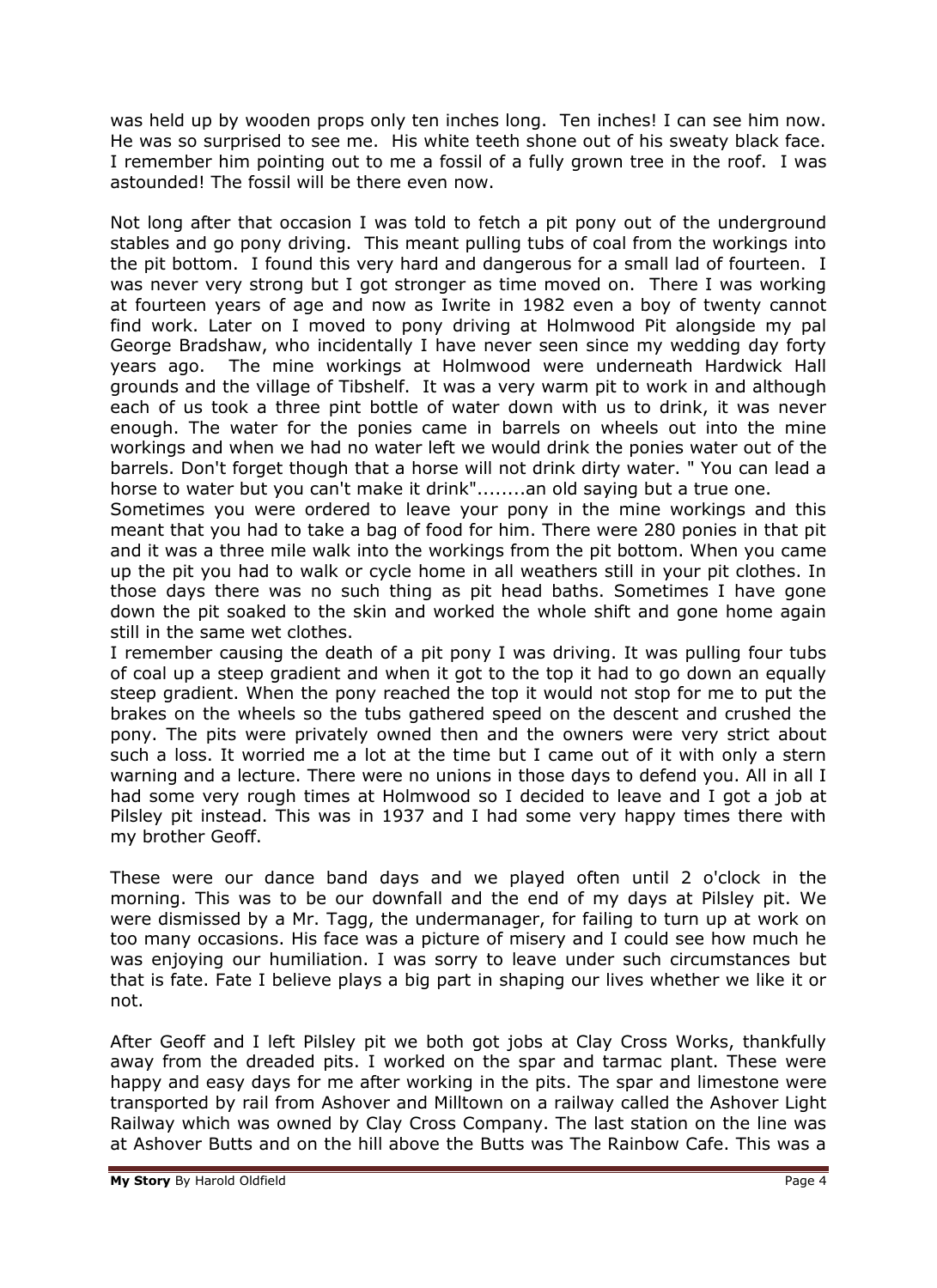was held up by wooden props only ten inches long. Ten inches! I can see him now. He was so surprised to see me. His white teeth shone out of his sweaty black face. I remember him pointing out to me a fossil of a fully grown tree in the roof. I was astounded! The fossil will be there even now.

Not long after that occasion I was told to fetch a pit pony out of the underground stables and go pony driving. This meant pulling tubs of coal from the workings into the pit bottom. I found this very hard and dangerous for a small lad of fourteen. I was never very strong but I got stronger as time moved on. There I was working at fourteen years of age and now as Iwrite in 1982 even a boy of twenty cannot find work. Later on I moved to pony driving at Holmwood Pit alongside my pal George Bradshaw, who incidentally I have never seen since my wedding day forty years ago. The mine workings at Holmwood were underneath Hardwick Hall grounds and the village of Tibshelf. It was a very warm pit to work in and although each of us took a three pint bottle of water down with us to drink, it was never enough. The water for the ponies came in barrels on wheels out into the mine workings and when we had no water left we would drink the ponies water out of the barrels. Don't forget though that a horse will not drink dirty water. " You can lead a horse to water but you can't make it drink"........an old saying but a true one.
Sometimes you were ordered to leave your pony in the mine workings and this meant that you had to take a bag of food for him. There were 280 ponies in that pit and it was a three mile walk into the workings from the pit bottom. When you came up the pit you had to walk or cycle home in all weathers still in your pit clothes. In those days there was no such thing as pit head baths. Sometimes I have gone down the pit soaked to the skin and worked the whole shift and gone home again still in the same wet clothes.
I remember causing the death of a pit pony I was driving. It was pulling four tubs of coal up a steep gradient and when it got to the top it had to go down an equally steep gradient. When the pony reached the top it would not stop for me to put the brakes on the wheels so the tubs gathered speed on the descent and crushed the pony. The pits were privately owned then and the owners were very strict about such a loss. It worried me a lot at the time but I came out of it with only a stern warning and a lecture. There were no unions in those days to defend you. All in all I had some very rough times at Holmwood so I decided to leave and I got a job at Pilsley pit instead. This was in 1937 and I had some very happy times there with my brother Geoff.

These were our dance band days and we played often until 2 o'clock in the morning. This was to be our downfall and the end of my days at Pilsley pit. We were dismissed by a Mr. Tagg, the undermanager, for failing to turn up at work on too many occasions. His face was a picture of misery and I could see how much he was enjoying our humiliation. I was sorry to leave under such circumstances but that is fate. Fate I believe plays a big part in shaping our lives whether we like it or not.

After Geoff and I left Pilsley pit we both got jobs at Clay Cross Works, thankfully away from the dreaded pits. I worked on the spar and tarmac plant. These were happy and easy days for me after working in the pits. The spar and limestone were transported by rail from Ashover and Milltown on a railway called the Ashover Light Railway which was owned by Clay Cross Company. The last station on the line was at Ashover Butts and on the hill above the Butts was The Rainbow Cafe. This was a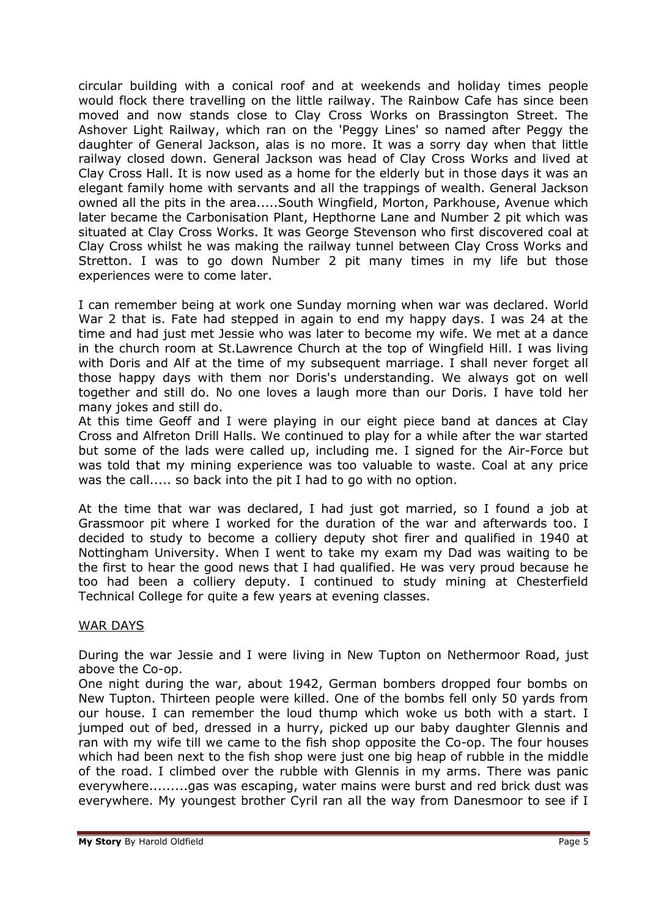circular building with a conical roof and at weekends and holiday times people would flock there travelling on the little railway. The Rainbow Cafe has since been moved and now stands close to Clay Cross Works on Brassington Street. The Ashover Light Railway, which ran on the 'Peggy Lines' so named after Peggy the daughter of General Jackson, alas is no more. It was a sorry day when that little railway closed down. General Jackson was head of Clay Cross Works and lived at Clay Cross Hall. It is now used as a home for the elderly but in those days it was an elegant family home with servants and all the trappings of wealth. General Jackson owned all the pits in the area.....South Wingfield, Morton, Parkhouse, Avenue which later became the Carbonisation Plant, Hepthorne Lane and Number 2 pit which was situated at Clay Cross Works. It was George Stevenson who first discovered coal at Clay Cross whilst he was making the railway tunnel between Clay Cross Works and Stretton. I was to go down Number 2 pit many times in my life but those experiences were to come later.

I can remember being at work one Sunday morning when war was declared. World War 2 that is. Fate had stepped in again to end my happy days. I was 24 at the time and had just met Jessie who was later to become my wife. We met at a dance in the church room at St.Lawrence Church at the top of Wingfield Hill. I was living with Doris and Alf at the time of my subsequent marriage. I shall never forget all those happy days with them nor Doris's understanding. We always got on well together and still do. No one loves a laugh more than our Doris. I have told her many jokes and still do.

At this time Geoff and I were playing in our eight piece band at dances at Clay Cross and Alfreton Drill Halls. We continued to play for a while after the war started but some of the lads were called up, including me. I signed for the Air-Force but was told that my mining experience was too valuable to waste. Coal at any price was the call..... so back into the pit I had to go with no option.

At the time that war was declared, I had just got married, so I found a job at Grassmoor pit where I worked for the duration of the war and afterwards too. I decided to study to become a colliery deputy shot firer and qualified in 1940 at Nottingham University. When I went to take my exam my Dad was waiting to be the first to hear the good news that I had qualified. He was very proud because he too had been a colliery deputy. I continued to study mining at Chesterfield Technical College for quite a few years at evening classes.

## WAR DAYS

During the war Jessie and I were living in New Tupton on Nethermoor Road, just above the Co-op.

One night during the war, about 1942, German bombers dropped four bombs on New Tupton. Thirteen people were killed. One of the bombs fell only 50 yards from our house. I can remember the loud thump which woke us both with a start. I jumped out of bed, dressed in a hurry, picked up our baby daughter Glennis and ran with my wife till we came to the fish shop opposite the Co-op. The four houses which had been next to the fish shop were just one big heap of rubble in the middle of the road. I climbed over the rubble with Glennis in my arms. There was panic everywhere.........gas was escaping, water mains were burst and red brick dust was everywhere. My youngest brother Cyril ran all the way from Danesmoor to see if I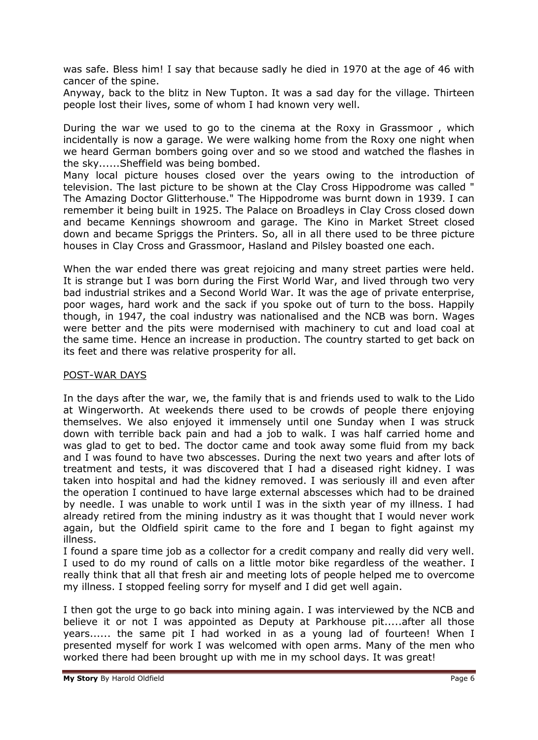was safe. Bless him! I say that because sadly he died in 1970 at the age of 46 with cancer of the spine.
Anyway, back to the blitz in New Tupton. It was a sad day for the village. Thirteen people lost their lives, some of whom I had known very well.

During the war we used to go to the cinema at the Roxy in Grassmoor , which incidentally is now a garage. We were walking home from the Roxy one night when we heard German bombers going over and so we stood and watched the flashes in the sky......Sheffield was being bombed.
Many local picture houses closed over the years owing to the introduction of television. The last picture to be shown at the Clay Cross Hippodrome was called " The Amazing Doctor Glitterhouse." The Hippodrome was burnt down in 1939. I can remember it being built in 1925. The Palace on Broadleys in Clay Cross closed down and became Kennings showroom and garage. The Kino in Market Street closed down and became Spriggs the Printers. So, all in all there used to be three picture houses in Clay Cross and Grassmoor, Hasland and Pilsley boasted one each.

When the war ended there was great rejoicing and many street parties were held. It is strange but I was born during the First World War, and lived through two very bad industrial strikes and a Second World War. It was the age of private enterprise, poor wages, hard work and the sack if you spoke out of turn to the boss. Happily though, in 1947, the coal industry was nationalised and the NCB was born. Wages were better and the pits were modernised with machinery to cut and load coal at the same time. Hence an increase in production. The country started to get back on its feet and there was relative prosperity for all.

<u>POST-WAR DAYS</u>

In the days after the war, we, the family that is and friends used to walk to the Lido at Wingerworth. At weekends there used to be crowds of people there enjoying themselves. We also enjoyed it immensely until one Sunday when I was struck down with terrible back pain and had a job to walk. I was half carried home and was glad to get to bed. The doctor came and took away some fluid from my back and I was found to have two abscesses. During the next two years and after lots of treatment and tests, it was discovered that I had a diseased right kidney. I was taken into hospital and had the kidney removed. I was seriously ill and even after the operation I continued to have large external abscesses which had to be drained by needle. I was unable to work until I was in the sixth year of my illness. I had already retired from the mining industry as it was thought that I would never work again, but the Oldfield spirit came to the fore and I began to fight against my illness.
I found a spare time job as a collector for a credit company and really did very well. I used to do my round of calls on a little motor bike regardless of the weather. I really think that all that fresh air and meeting lots of people helped me to overcome my illness. I stopped feeling sorry for myself and I did get well again.

I then got the urge to go back into mining again. I was interviewed by the NCB and believe it or not I was appointed as Deputy at Parkhouse pit.....after all those years...... the same pit I had worked in as a young lad of fourteen! When I presented myself for work I was welcomed with open arms. Many of the men who worked there had been brought up with me in my school days. It was great!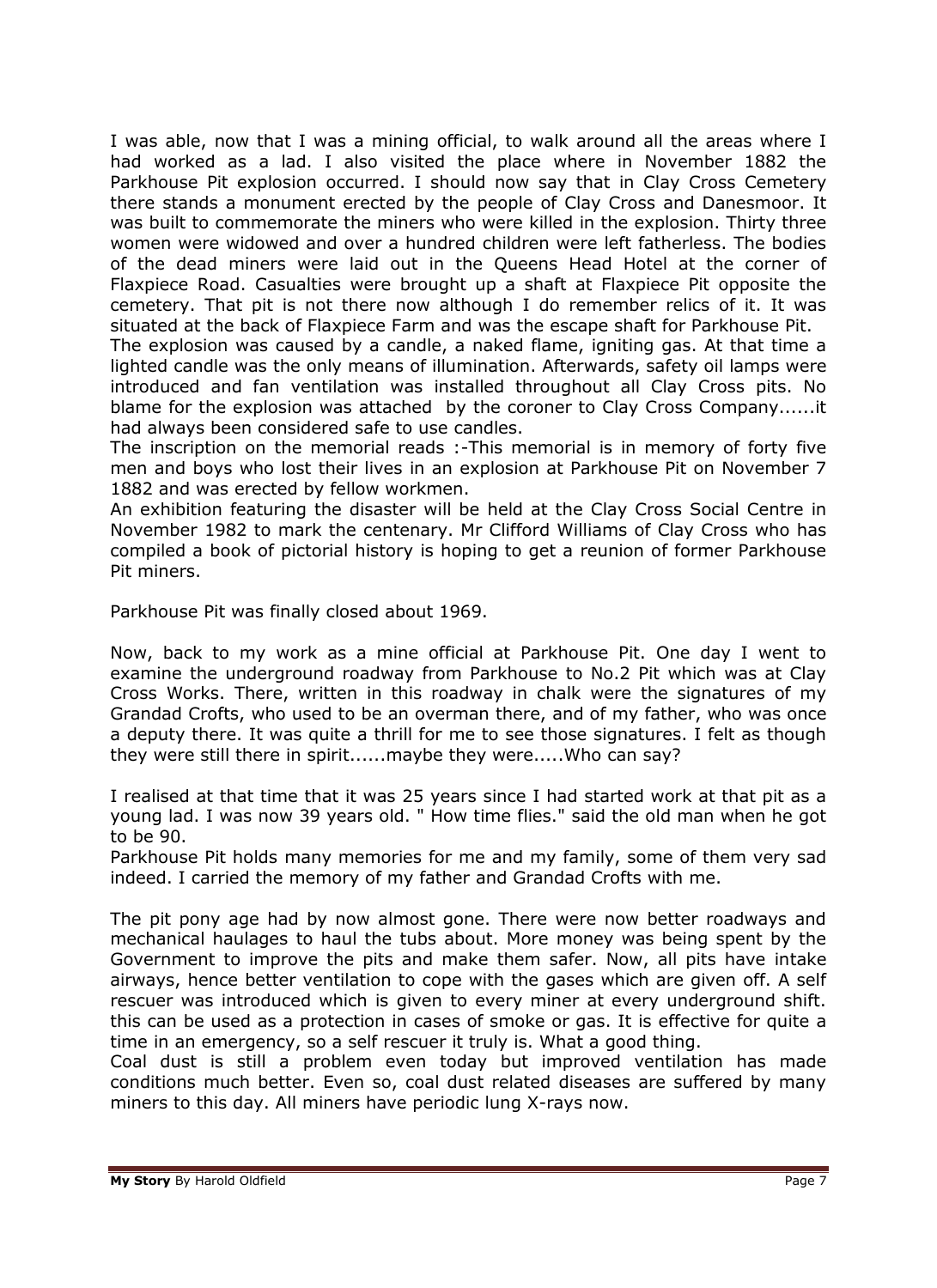I was able, now that I was a mining official, to walk around all the areas where I had worked as a lad. I also visited the place where in November 1882 the Parkhouse Pit explosion occurred. I should now say that in Clay Cross Cemetery there stands a monument erected by the people of Clay Cross and Danesmoor. It was built to commemorate the miners who were killed in the explosion. Thirty three women were widowed and over a hundred children were left fatherless. The bodies of the dead miners were laid out in the Queens Head Hotel at the corner of Flaxpiece Road. Casualties were brought up a shaft at Flaxpiece Pit opposite the cemetery. That pit is not there now although I do remember relics of it. It was situated at the back of Flaxpiece Farm and was the escape shaft for Parkhouse Pit.
The explosion was caused by a candle, a naked flame, igniting gas. At that time a lighted candle was the only means of illumination. Afterwards, safety oil lamps were introduced and fan ventilation was installed throughout all Clay Cross pits. No blame for the explosion was attached by the coroner to Clay Cross Company......it had always been considered safe to use candles.
The inscription on the memorial reads :-This memorial is in memory of forty five men and boys who lost their lives in an explosion at Parkhouse Pit on November 7 1882 and was erected by fellow workmen.
An exhibition featuring the disaster will be held at the Clay Cross Social Centre in November 1982 to mark the centenary. Mr Clifford Williams of Clay Cross who has compiled a book of pictorial history is hoping to get a reunion of former Parkhouse Pit miners.

Parkhouse Pit was finally closed about 1969.

Now, back to my work as a mine official at Parkhouse Pit. One day I went to examine the underground roadway from Parkhouse to No.2 Pit which was at Clay Cross Works. There, written in this roadway in chalk were the signatures of my Grandad Crofts, who used to be an overman there, and of my father, who was once a deputy there. It was quite a thrill for me to see those signatures. I felt as though they were still there in spirit......maybe they were.....Who can say?

I realised at that time that it was 25 years since I had started work at that pit as a young lad. I was now 39 years old. " How time flies." said the old man when he got to be 90.
Parkhouse Pit holds many memories for me and my family, some of them very sad indeed. I carried the memory of my father and Grandad Crofts with me.

The pit pony age had by now almost gone. There were now better roadways and mechanical haulages to haul the tubs about. More money was being spent by the Government to improve the pits and make them safer. Now, all pits have intake airways, hence better ventilation to cope with the gases which are given off. A self rescuer was introduced which is given to every miner at every underground shift. this can be used as a protection in cases of smoke or gas. It is effective for quite a time in an emergency, so a self rescuer it truly is. What a good thing.
Coal dust is still a problem even today but improved ventilation has made conditions much better. Even so, coal dust related diseases are suffered by many miners to this day. All miners have periodic lung X-rays now.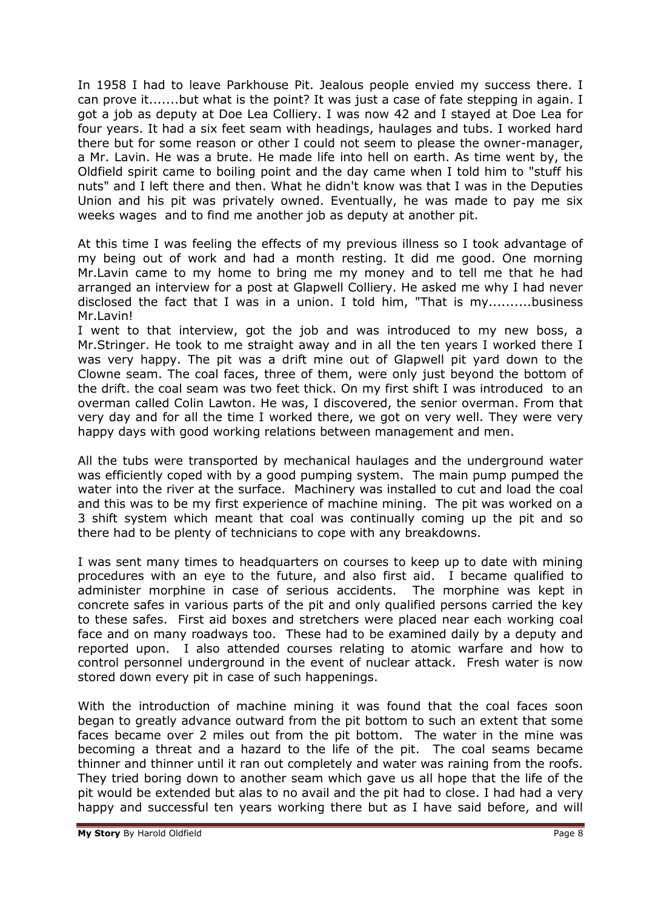In 1958 I had to leave Parkhouse Pit. Jealous people envied my success there. I can prove it.......but what is the point? It was just a case of fate stepping in again. I got a job as deputy at Doe Lea Colliery. I was now 42 and I stayed at Doe Lea for four years. It had a six feet seam with headings, haulages and tubs. I worked hard there but for some reason or other I could not seem to please the owner-manager, a Mr. Lavin. He was a brute. He made life into hell on earth. As time went by, the Oldfield spirit came to boiling point and the day came when I told him to "stuff his nuts" and I left there and then. What he didn't know was that I was in the Deputies Union and his pit was privately owned. Eventually, he was made to pay me six weeks wages and to find me another job as deputy at another pit.

At this time I was feeling the effects of my previous illness so I took advantage of my being out of work and had a month resting. It did me good. One morning Mr.Lavin came to my home to bring me my money and to tell me that he had arranged an interview for a post at Glapwell Colliery. He asked me why I had never disclosed the fact that I was in a union. I told him, "That is my..........business Mr.Lavin!

I went to that interview, got the job and was introduced to my new boss, a Mr.Stringer. He took to me straight away and in all the ten years I worked there I was very happy. The pit was a drift mine out of Glapwell pit yard down to the Clowne seam. The coal faces, three of them, were only just beyond the bottom of the drift. the coal seam was two feet thick. On my first shift I was introduced to an overman called Colin Lawton. He was, I discovered, the senior overman. From that very day and for all the time I worked there, we got on very well. They were very happy days with good working relations between management and men.

All the tubs were transported by mechanical haulages and the underground water was efficiently coped with by a good pumping system. The main pump pumped the water into the river at the surface. Machinery was installed to cut and load the coal and this was to be my first experience of machine mining. The pit was worked on a 3 shift system which meant that coal was continually coming up the pit and so there had to be plenty of technicians to cope with any breakdowns.

I was sent many times to headquarters on courses to keep up to date with mining procedures with an eye to the future, and also first aid. I became qualified to administer morphine in case of serious accidents. The morphine was kept in concrete safes in various parts of the pit and only qualified persons carried the key to these safes. First aid boxes and stretchers were placed near each working coal face and on many roadways too. These had to be examined daily by a deputy and reported upon. I also attended courses relating to atomic warfare and how to control personnel underground in the event of nuclear attack. Fresh water is now stored down every pit in case of such happenings.

With the introduction of machine mining it was found that the coal faces soon began to greatly advance outward from the pit bottom to such an extent that some faces became over 2 miles out from the pit bottom. The water in the mine was becoming a threat and a hazard to the life of the pit. The coal seams became thinner and thinner until it ran out completely and water was raining from the roofs. They tried boring down to another seam which gave us all hope that the life of the pit would be extended but alas to no avail and the pit had to close. I had had a very happy and successful ten years working there but as I have said before, and will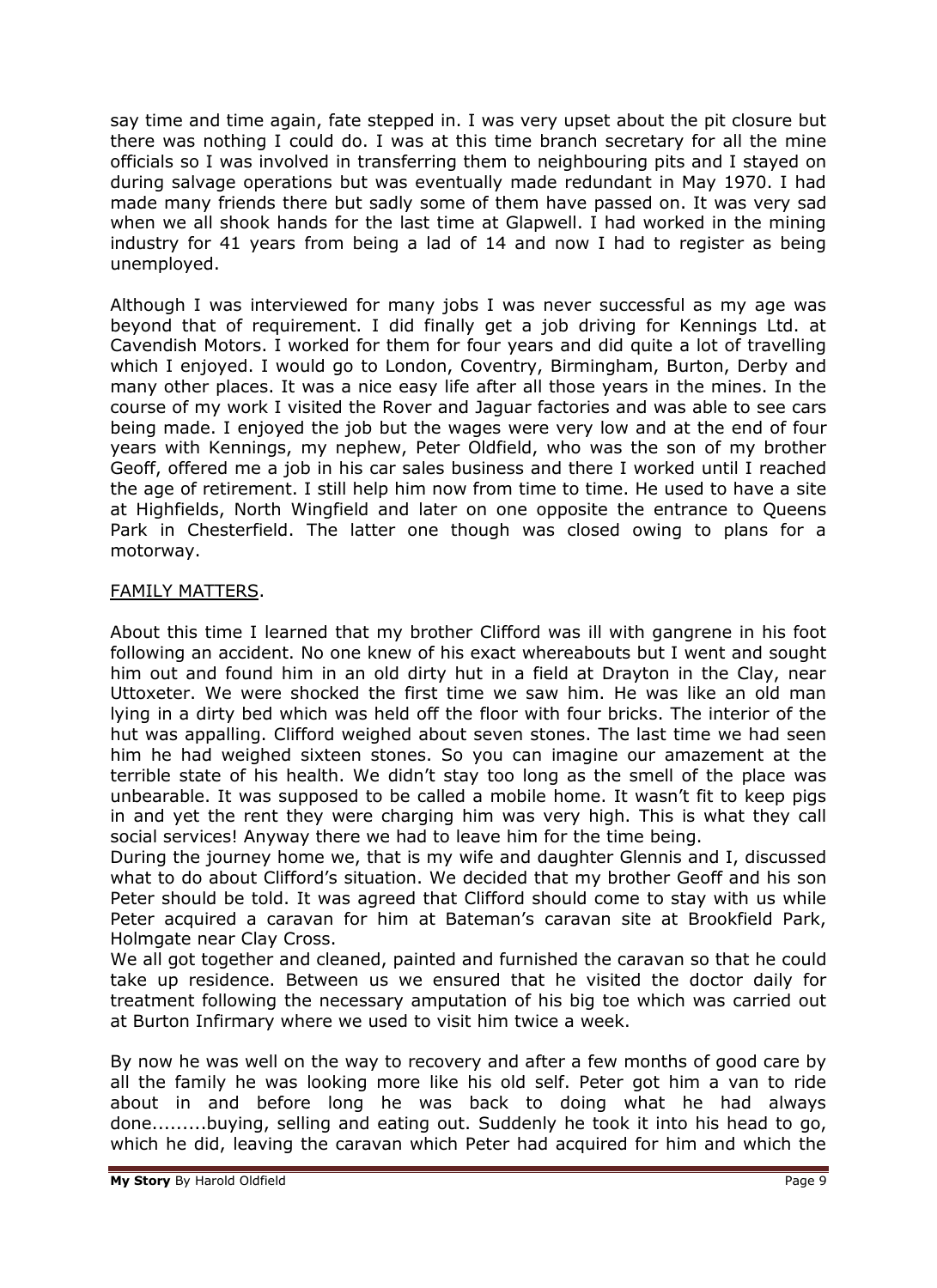say time and time again, fate stepped in. I was very upset about the pit closure but there was nothing I could do. I was at this time branch secretary for all the mine officials so I was involved in transferring them to neighbouring pits and I stayed on during salvage operations but was eventually made redundant in May 1970. I had made many friends there but sadly some of them have passed on. It was very sad when we all shook hands for the last time at Glapwell. I had worked in the mining industry for 41 years from being a lad of 14 and now I had to register as being unemployed.

Although I was interviewed for many jobs I was never successful as my age was beyond that of requirement. I did finally get a job driving for Kennings Ltd. at Cavendish Motors. I worked for them for four years and did quite a lot of travelling which I enjoyed. I would go to London, Coventry, Birmingham, Burton, Derby and many other places. It was a nice easy life after all those years in the mines. In the course of my work I visited the Rover and Jaguar factories and was able to see cars being made. I enjoyed the job but the wages were very low and at the end of four years with Kennings, my nephew, Peter Oldfield, who was the son of my brother Geoff, offered me a job in his car sales business and there I worked until I reached the age of retirement. I still help him now from time to time. He used to have a site at Highfields, North Wingfield and later on one opposite the entrance to Queens Park in Chesterfield. The latter one though was closed owing to plans for a motorway.

<u>FAMILY MATTERS</u>.

About this time I learned that my brother Clifford was ill with gangrene in his foot following an accident. No one knew of his exact whereabouts but I went and sought him out and found him in an old dirty hut in a field at Drayton in the Clay, near Uttoxeter. We were shocked the first time we saw him. He was like an old man lying in a dirty bed which was held off the floor with four bricks. The interior of the hut was appalling. Clifford weighed about seven stones. The last time we had seen him he had weighed sixteen stones. So you can imagine our amazement at the terrible state of his health. We didn't stay too long as the smell of the place was unbearable. It was supposed to be called a mobile home. It wasn't fit to keep pigs in and yet the rent they were charging him was very high. This is what they call social services! Anyway there we had to leave him for the time being.

During the journey home we, that is my wife and daughter Glennis and I, discussed what to do about Clifford's situation. We decided that my brother Geoff and his son Peter should be told. It was agreed that Clifford should come to stay with us while Peter acquired a caravan for him at Bateman's caravan site at Brookfield Park, Holmgate near Clay Cross.

We all got together and cleaned, painted and furnished the caravan so that he could take up residence. Between us we ensured that he visited the doctor daily for treatment following the necessary amputation of his big toe which was carried out at Burton Infirmary where we used to visit him twice a week.

By now he was well on the way to recovery and after a few months of good care by all the family he was looking more like his old self. Peter got him a van to ride about in and before long he was back to doing what he had always done.........buying, selling and eating out. Suddenly he took it into his head to go, which he did, leaving the caravan which Peter had acquired for him and which the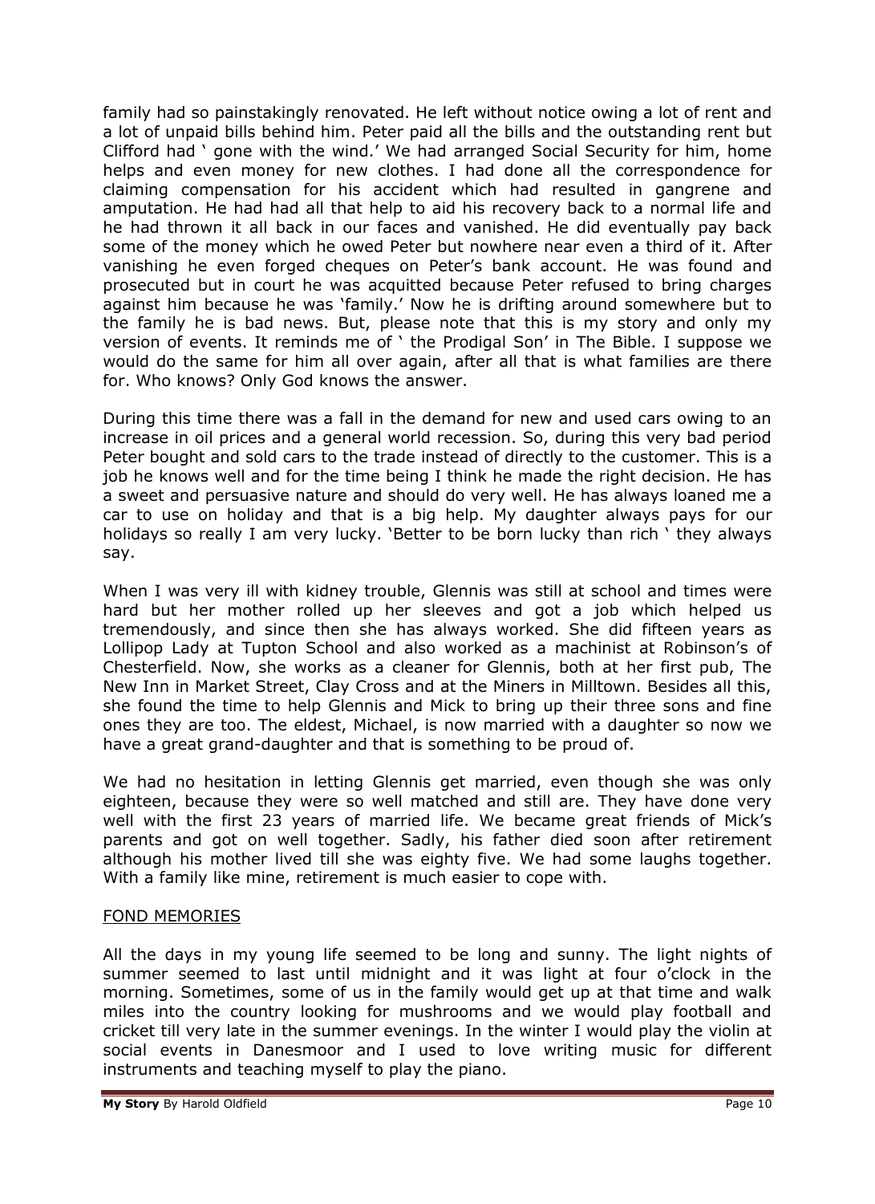family had so painstakingly renovated. He left without notice owing a lot of rent and a lot of unpaid bills behind him. Peter paid all the bills and the outstanding rent but Clifford had ' gone with the wind.' We had arranged Social Security for him, home helps and even money for new clothes. I had done all the correspondence for claiming compensation for his accident which had resulted in gangrene and amputation. He had had all that help to aid his recovery back to a normal life and he had thrown it all back in our faces and vanished. He did eventually pay back some of the money which he owed Peter but nowhere near even a third of it. After vanishing he even forged cheques on Peter's bank account. He was found and prosecuted but in court he was acquitted because Peter refused to bring charges against him because he was 'family.' Now he is drifting around somewhere but to the family he is bad news. But, please note that this is my story and only my version of events. It reminds me of ' the Prodigal Son' in The Bible. I suppose we would do the same for him all over again, after all that is what families are there for. Who knows? Only God knows the answer.

During this time there was a fall in the demand for new and used cars owing to an increase in oil prices and a general world recession. So, during this very bad period Peter bought and sold cars to the trade instead of directly to the customer. This is a job he knows well and for the time being I think he made the right decision. He has a sweet and persuasive nature and should do very well. He has always loaned me a car to use on holiday and that is a big help. My daughter always pays for our holidays so really I am very lucky. 'Better to be born lucky than rich ' they always say.

When I was very ill with kidney trouble, Glennis was still at school and times were hard but her mother rolled up her sleeves and got a job which helped us tremendously, and since then she has always worked. She did fifteen years as Lollipop Lady at Tupton School and also worked as a machinist at Robinson's of Chesterfield. Now, she works as a cleaner for Glennis, both at her first pub, The New Inn in Market Street, Clay Cross and at the Miners in Milltown. Besides all this, she found the time to help Glennis and Mick to bring up their three sons and fine ones they are too. The eldest, Michael, is now married with a daughter so now we have a great grand-daughter and that is something to be proud of.

We had no hesitation in letting Glennis get married, even though she was only eighteen, because they were so well matched and still are. They have done very well with the first 23 years of married life. We became great friends of Mick's parents and got on well together. Sadly, his father died soon after retirement although his mother lived till she was eighty five. We had some laughs together. With a family like mine, retirement is much easier to cope with.

## FOND MEMORIES

All the days in my young life seemed to be long and sunny. The light nights of summer seemed to last until midnight and it was light at four o'clock in the morning. Sometimes, some of us in the family would get up at that time and walk miles into the country looking for mushrooms and we would play football and cricket till very late in the summer evenings. In the winter I would play the violin at social events in Danesmoor and I used to love writing music for different instruments and teaching myself to play the piano.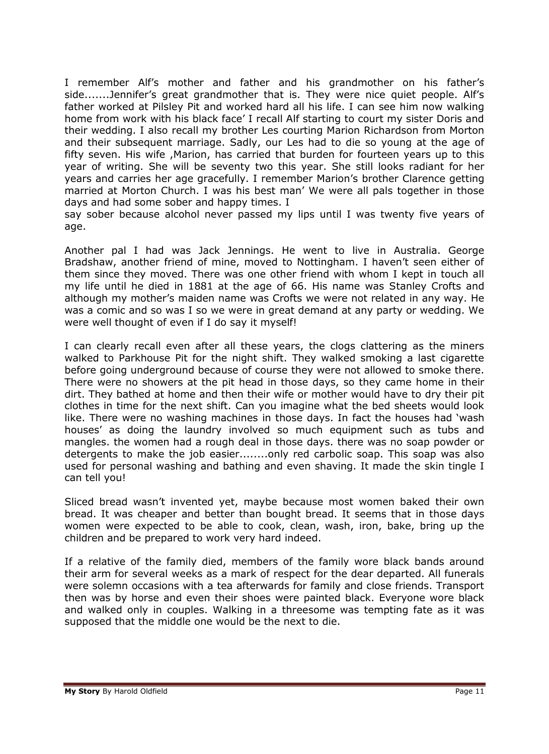I remember Alf's mother and father and his grandmother on his father's side.......Jennifer's great grandmother that is. They were nice quiet people. Alf's father worked at Pilsley Pit and worked hard all his life. I can see him now walking home from work with his black face' I recall Alf starting to court my sister Doris and their wedding. I also recall my brother Les courting Marion Richardson from Morton and their subsequent marriage. Sadly, our Les had to die so young at the age of fifty seven. His wife ,Marion, has carried that burden for fourteen years up to this year of writing. She will be seventy two this year. She still looks radiant for her years and carries her age gracefully. I remember Marion's brother Clarence getting married at Morton Church. I was his best man' We were all pals together in those days and had some sober and happy times. I
say sober because alcohol never passed my lips until I was twenty five years of age.

Another pal I had was Jack Jennings. He went to live in Australia. George Bradshaw, another friend of mine, moved to Nottingham. I haven't seen either of them since they moved. There was one other friend with whom I kept in touch all my life until he died in 1881 at the age of 66. His name was Stanley Crofts and although my mother's maiden name was Crofts we were not related in any way. He was a comic and so was I so we were in great demand at any party or wedding. We were well thought of even if I do say it myself!

I can clearly recall even after all these years, the clogs clattering as the miners walked to Parkhouse Pit for the night shift. They walked smoking a last cigarette before going underground because of course they were not allowed to smoke there. There were no showers at the pit head in those days, so they came home in their dirt. They bathed at home and then their wife or mother would have to dry their pit clothes in time for the next shift. Can you imagine what the bed sheets would look like. There were no washing machines in those days. In fact the houses had 'wash houses' as doing the laundry involved so much equipment such as tubs and mangles. the women had a rough deal in those days. there was no soap powder or detergents to make the job easier........only red carbolic soap. This soap was also used for personal washing and bathing and even shaving. It made the skin tingle I can tell you!

Sliced bread wasn't invented yet, maybe because most women baked their own bread. It was cheaper and better than bought bread. It seems that in those days women were expected to be able to cook, clean, wash, iron, bake, bring up the children and be prepared to work very hard indeed.

If a relative of the family died, members of the family wore black bands around their arm for several weeks as a mark of respect for the dear departed. All funerals were solemn occasions with a tea afterwards for family and close friends. Transport then was by horse and even their shoes were painted black. Everyone wore black and walked only in couples. Walking in a threesome was tempting fate as it was supposed that the middle one would be the next to die.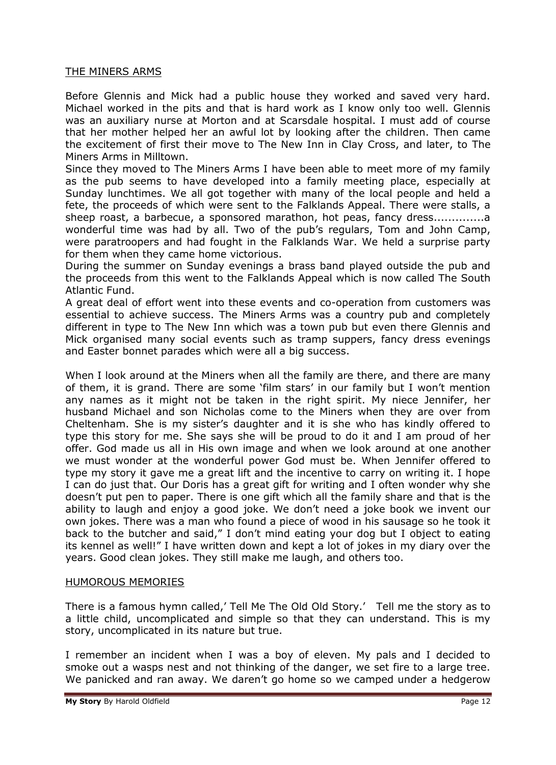## THE MINERS ARMS

Before Glennis and Mick had a public house they worked and saved very hard. Michael worked in the pits and that is hard work as I know only too well. Glennis was an auxiliary nurse at Morton and at Scarsdale hospital. I must add of course that her mother helped her an awful lot by looking after the children. Then came the excitement of first their move to The New Inn in Clay Cross, and later, to The Miners Arms in Milltown.

Since they moved to The Miners Arms I have been able to meet more of my family as the pub seems to have developed into a family meeting place, especially at Sunday lunchtimes. We all got together with many of the local people and held a fete, the proceeds of which were sent to the Falklands Appeal. There were stalls, a sheep roast, a barbecue, a sponsored marathon, hot peas, fancy dress.............a wonderful time was had by all. Two of the pub's regulars, Tom and John Camp, were paratroopers and had fought in the Falklands War. We held a surprise party for them when they came home victorious.

During the summer on Sunday evenings a brass band played outside the pub and the proceeds from this went to the Falklands Appeal which is now called The South Atlantic Fund.

A great deal of effort went into these events and co-operation from customers was essential to achieve success. The Miners Arms was a country pub and completely different in type to The New Inn which was a town pub but even there Glennis and Mick organised many social events such as tramp suppers, fancy dress evenings and Easter bonnet parades which were all a big success.

When I look around at the Miners when all the family are there, and there are many of them, it is grand. There are some 'film stars' in our family but I won't mention any names as it might not be taken in the right spirit. My niece Jennifer, her husband Michael and son Nicholas come to the Miners when they are over from Cheltenham. She is my sister's daughter and it is she who has kindly offered to type this story for me. She says she will be proud to do it and I am proud of her offer. God made us all in His own image and when we look around at one another we must wonder at the wonderful power God must be. When Jennifer offered to type my story it gave me a great lift and the incentive to carry on writing it. I hope I can do just that. Our Doris has a great gift for writing and I often wonder why she doesn't put pen to paper. There is one gift which all the family share and that is the ability to laugh and enjoy a good joke. We don't need a joke book we invent our own jokes. There was a man who found a piece of wood in his sausage so he took it back to the butcher and said," I don't mind eating your dog but I object to eating its kennel as well!" I have written down and kept a lot of jokes in my diary over the years. Good clean jokes. They still make me laugh, and others too.

## HUMOROUS MEMORIES

There is a famous hymn called,' Tell Me The Old Old Story.' Tell me the story as to a little child, uncomplicated and simple so that they can understand. This is my story, uncomplicated in its nature but true.

I remember an incident when I was a boy of eleven. My pals and I decided to smoke out a wasps nest and not thinking of the danger, we set fire to a large tree. We panicked and ran away. We daren't go home so we camped under a hedgerow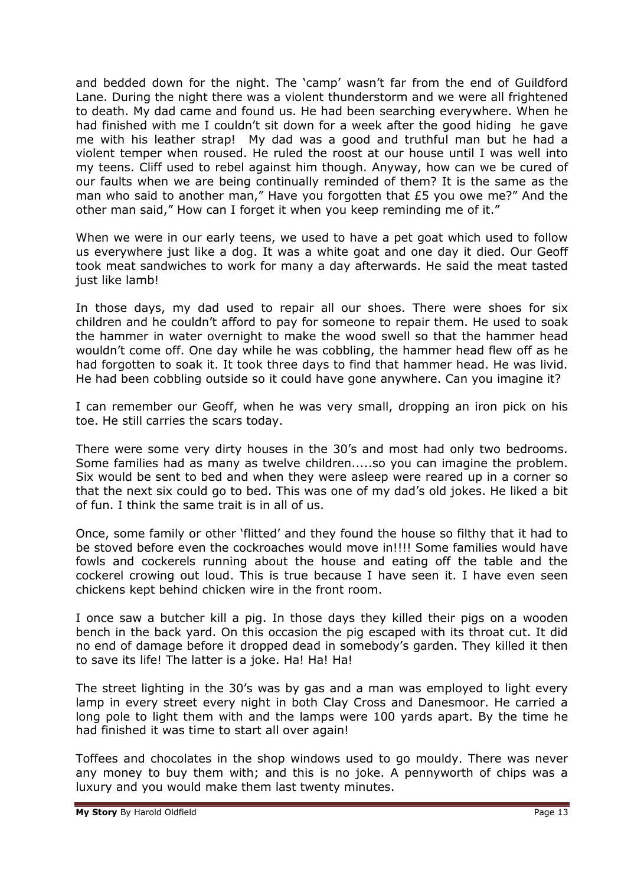and bedded down for the night. The 'camp' wasn't far from the end of Guildford Lane. During the night there was a violent thunderstorm and we were all frightened to death. My dad came and found us. He had been searching everywhere. When he had finished with me I couldn't sit down for a week after the good hiding he gave me with his leather strap! My dad was a good and truthful man but he had a violent temper when roused. He ruled the roost at our house until I was well into my teens. Cliff used to rebel against him though. Anyway, how can we be cured of our faults when we are being continually reminded of them? It is the same as the man who said to another man," Have you forgotten that £5 you owe me?" And the other man said," How can I forget it when you keep reminding me of it."

When we were in our early teens, we used to have a pet goat which used to follow us everywhere just like a dog. It was a white goat and one day it died. Our Geoff took meat sandwiches to work for many a day afterwards. He said the meat tasted just like lamb!

In those days, my dad used to repair all our shoes. There were shoes for six children and he couldn't afford to pay for someone to repair them. He used to soak the hammer in water overnight to make the wood swell so that the hammer head wouldn't come off. One day while he was cobbling, the hammer head flew off as he had forgotten to soak it. It took three days to find that hammer head. He was livid. He had been cobbling outside so it could have gone anywhere. Can you imagine it?

I can remember our Geoff, when he was very small, dropping an iron pick on his toe. He still carries the scars today.

There were some very dirty houses in the 30's and most had only two bedrooms. Some families had as many as twelve children.....so you can imagine the problem. Six would be sent to bed and when they were asleep were reared up in a corner so that the next six could go to bed. This was one of my dad's old jokes. He liked a bit of fun. I think the same trait is in all of us.

Once, some family or other 'flitted' and they found the house so filthy that it had to be stoved before even the cockroaches would move in!!!! Some families would have fowls and cockerels running about the house and eating off the table and the cockerel crowing out loud. This is true because I have seen it. I have even seen chickens kept behind chicken wire in the front room.

I once saw a butcher kill a pig. In those days they killed their pigs on a wooden bench in the back yard. On this occasion the pig escaped with its throat cut. It did no end of damage before it dropped dead in somebody's garden. They killed it then to save its life! The latter is a joke. Ha! Ha! Ha!

The street lighting in the 30's was by gas and a man was employed to light every lamp in every street every night in both Clay Cross and Danesmoor. He carried a long pole to light them with and the lamps were 100 yards apart. By the time he had finished it was time to start all over again!

Toffees and chocolates in the shop windows used to go mouldy. There was never any money to buy them with; and this is no joke. A pennyworth of chips was a luxury and you would make them last twenty minutes.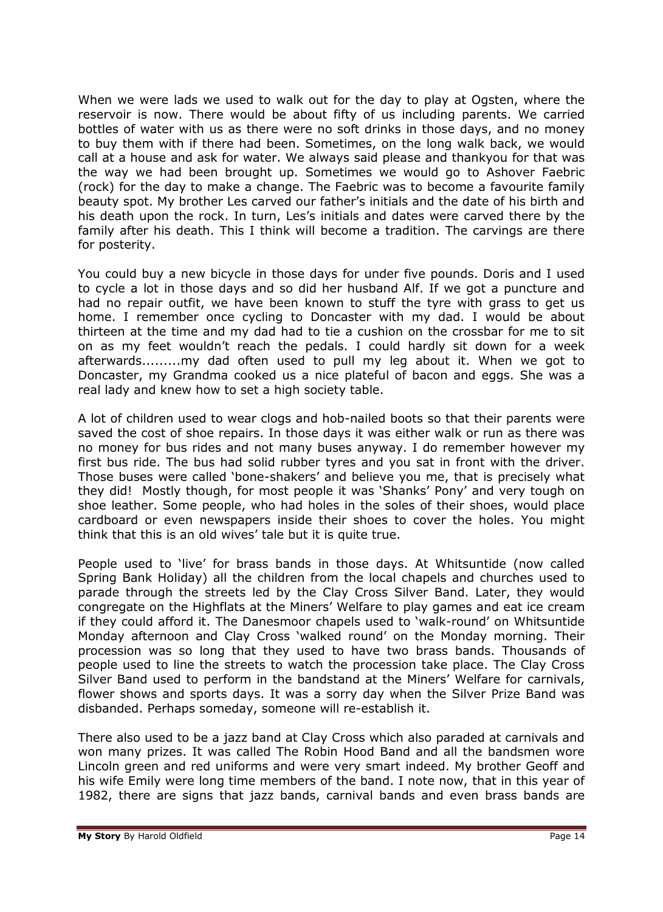When we were lads we used to walk out for the day to play at Ogsten, where the reservoir is now. There would be about fifty of us including parents. We carried bottles of water with us as there were no soft drinks in those days, and no money to buy them with if there had been. Sometimes, on the long walk back, we would call at a house and ask for water. We always said please and thankyou for that was the way we had been brought up. Sometimes we would go to Ashover Faebric (rock) for the day to make a change. The Faebric was to become a favourite family beauty spot. My brother Les carved our father's initials and the date of his birth and his death upon the rock. In turn, Les's initials and dates were carved there by the family after his death. This I think will become a tradition. The carvings are there for posterity.

You could buy a new bicycle in those days for under five pounds. Doris and I used to cycle a lot in those days and so did her husband Alf. If we got a puncture and had no repair outfit, we have been known to stuff the tyre with grass to get us home. I remember once cycling to Doncaster with my dad. I would be about thirteen at the time and my dad had to tie a cushion on the crossbar for me to sit on as my feet wouldn't reach the pedals. I could hardly sit down for a week afterwards.........my dad often used to pull my leg about it. When we got to Doncaster, my Grandma cooked us a nice plateful of bacon and eggs. She was a real lady and knew how to set a high society table.

A lot of children used to wear clogs and hob-nailed boots so that their parents were saved the cost of shoe repairs. In those days it was either walk or run as there was no money for bus rides and not many buses anyway. I do remember however my first bus ride. The bus had solid rubber tyres and you sat in front with the driver. Those buses were called 'bone-shakers' and believe you me, that is precisely what they did! Mostly though, for most people it was 'Shanks' Pony' and very tough on shoe leather. Some people, who had holes in the soles of their shoes, would place cardboard or even newspapers inside their shoes to cover the holes. You might think that this is an old wives' tale but it is quite true.

People used to 'live' for brass bands in those days. At Whitsuntide (now called Spring Bank Holiday) all the children from the local chapels and churches used to parade through the streets led by the Clay Cross Silver Band. Later, they would congregate on the Highflats at the Miners' Welfare to play games and eat ice cream if they could afford it. The Danesmoor chapels used to 'walk-round' on Whitsuntide Monday afternoon and Clay Cross 'walked round' on the Monday morning. Their procession was so long that they used to have two brass bands. Thousands of people used to line the streets to watch the procession take place. The Clay Cross Silver Band used to perform in the bandstand at the Miners' Welfare for carnivals, flower shows and sports days. It was a sorry day when the Silver Prize Band was disbanded. Perhaps someday, someone will re-establish it.

There also used to be a jazz band at Clay Cross which also paraded at carnivals and won many prizes. It was called The Robin Hood Band and all the bandsmen wore Lincoln green and red uniforms and were very smart indeed. My brother Geoff and his wife Emily were long time members of the band. I note now, that in this year of 1982, there are signs that jazz bands, carnival bands and even brass bands are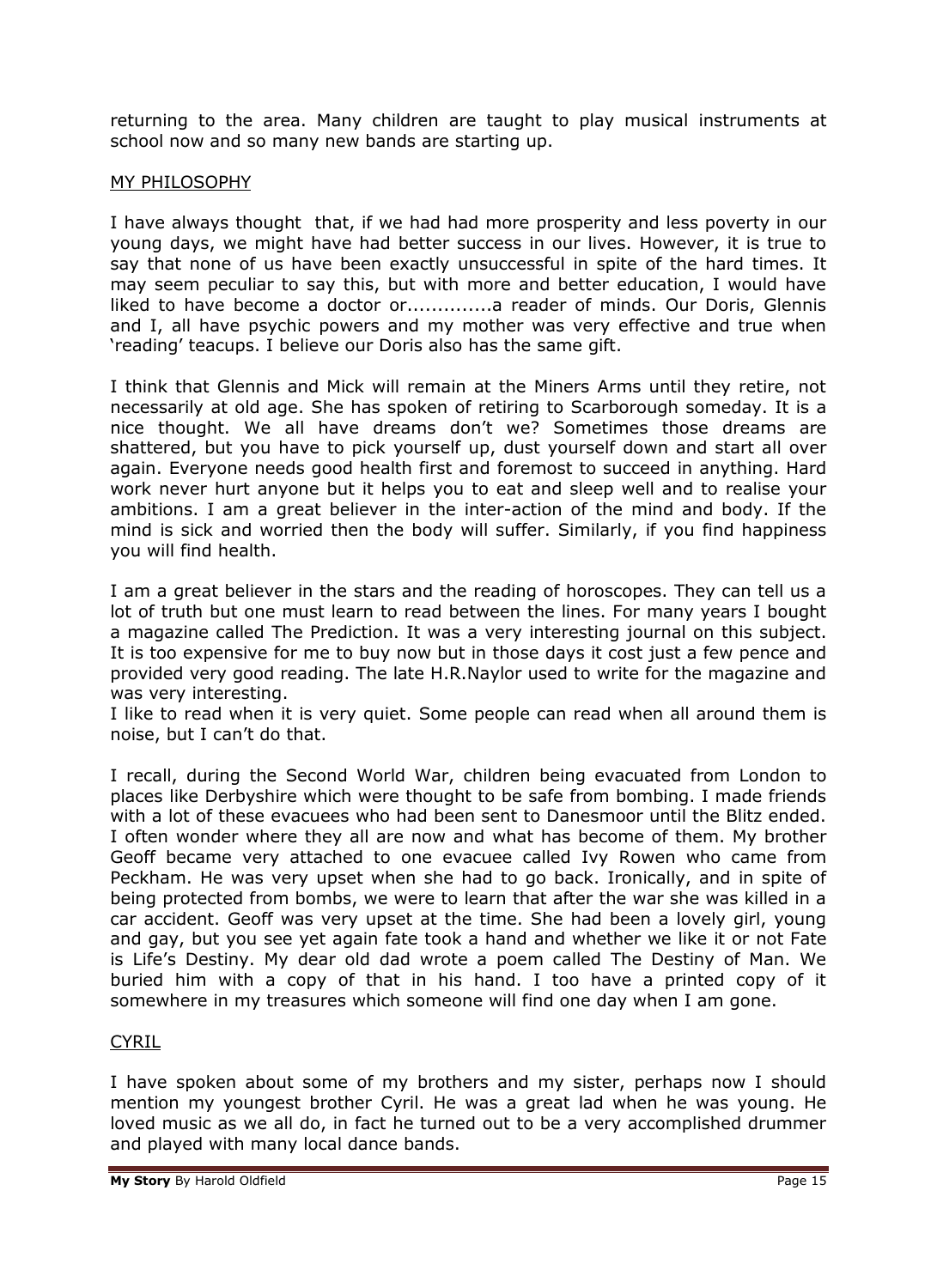returning to the area. Many children are taught to play musical instruments at school now and so many new bands are starting up.

## MY PHILOSOPHY

I have always thought that, if we had had more prosperity and less poverty in our young days, we might have had better success in our lives. However, it is true to say that none of us have been exactly unsuccessful in spite of the hard times. It may seem peculiar to say this, but with more and better education, I would have liked to have become a doctor or.............a reader of minds. Our Doris, Glennis and I, all have psychic powers and my mother was very effective and true when 'reading' teacups. I believe our Doris also has the same gift.

I think that Glennis and Mick will remain at the Miners Arms until they retire, not necessarily at old age. She has spoken of retiring to Scarborough someday. It is a nice thought. We all have dreams don't we? Sometimes those dreams are shattered, but you have to pick yourself up, dust yourself down and start all over again. Everyone needs good health first and foremost to succeed in anything. Hard work never hurt anyone but it helps you to eat and sleep well and to realise your ambitions. I am a great believer in the inter-action of the mind and body. If the mind is sick and worried then the body will suffer. Similarly, if you find happiness you will find health.

I am a great believer in the stars and the reading of horoscopes. They can tell us a lot of truth but one must learn to read between the lines. For many years I bought a magazine called The Prediction. It was a very interesting journal on this subject. It is too expensive for me to buy now but in those days it cost just a few pence and provided very good reading. The late H.R.Naylor used to write for the magazine and was very interesting.
I like to read when it is very quiet. Some people can read when all around them is noise, but I can't do that.

I recall, during the Second World War, children being evacuated from London to places like Derbyshire which were thought to be safe from bombing. I made friends with a lot of these evacuees who had been sent to Danesmoor until the Blitz ended. I often wonder where they all are now and what has become of them. My brother Geoff became very attached to one evacuee called Ivy Rowen who came from Peckham. He was very upset when she had to go back. Ironically, and in spite of being protected from bombs, we were to learn that after the war she was killed in a car accident. Geoff was very upset at the time. She had been a lovely girl, young and gay, but you see yet again fate took a hand and whether we like it or not Fate is Life's Destiny. My dear old dad wrote a poem called The Destiny of Man. We buried him with a copy of that in his hand. I too have a printed copy of it somewhere in my treasures which someone will find one day when I am gone.

## CYRIL

I have spoken about some of my brothers and my sister, perhaps now I should mention my youngest brother Cyril. He was a great lad when he was young. He loved music as we all do, in fact he turned out to be a very accomplished drummer and played with many local dance bands.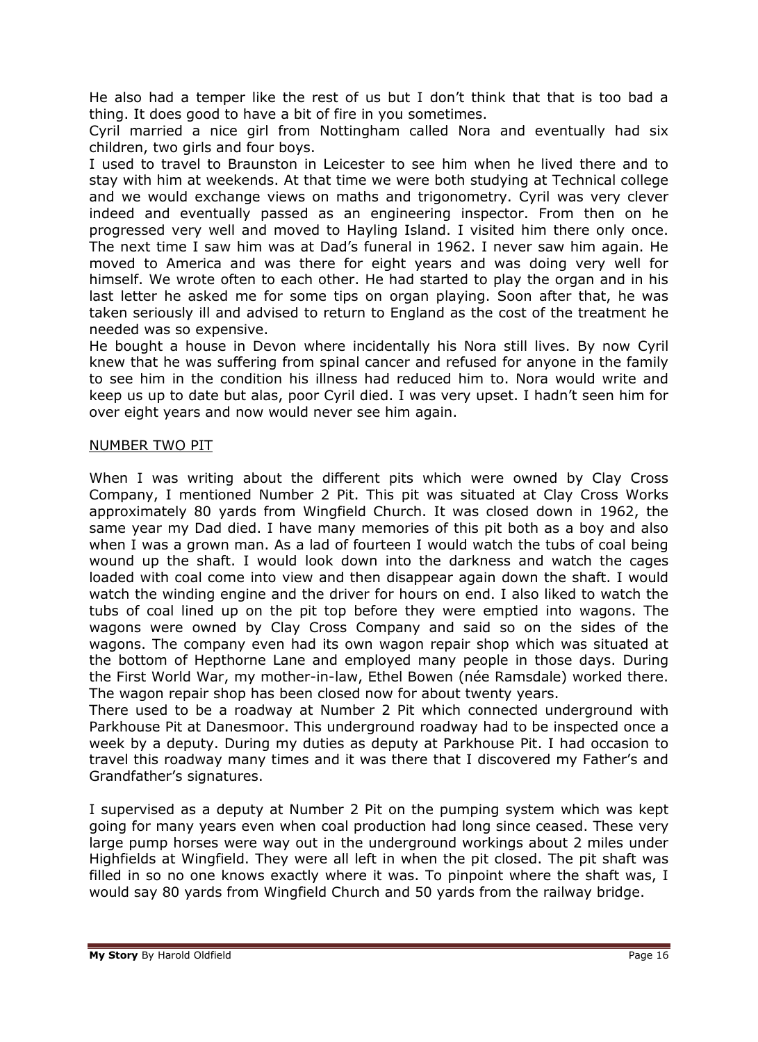He also had a temper like the rest of us but I don't think that that is too bad a thing. It does good to have a bit of fire in you sometimes.

Cyril married a nice girl from Nottingham called Nora and eventually had six children, two girls and four boys.

I used to travel to Braunston in Leicester to see him when he lived there and to stay with him at weekends. At that time we were both studying at Technical college and we would exchange views on maths and trigonometry. Cyril was very clever indeed and eventually passed as an engineering inspector. From then on he progressed very well and moved to Hayling Island. I visited him there only once. The next time I saw him was at Dad's funeral in 1962. I never saw him again. He moved to America and was there for eight years and was doing very well for himself. We wrote often to each other. He had started to play the organ and in his last letter he asked me for some tips on organ playing. Soon after that, he was taken seriously ill and advised to return to England as the cost of the treatment he needed was so expensive.

He bought a house in Devon where incidentally his Nora still lives. By now Cyril knew that he was suffering from spinal cancer and refused for anyone in the family to see him in the condition his illness had reduced him to. Nora would write and keep us up to date but alas, poor Cyril died. I was very upset. I hadn't seen him for over eight years and now would never see him again.

## NUMBER TWO PIT

When I was writing about the different pits which were owned by Clay Cross Company, I mentioned Number 2 Pit. This pit was situated at Clay Cross Works approximately 80 yards from Wingfield Church. It was closed down in 1962, the same year my Dad died. I have many memories of this pit both as a boy and also when I was a grown man. As a lad of fourteen I would watch the tubs of coal being wound up the shaft. I would look down into the darkness and watch the cages loaded with coal come into view and then disappear again down the shaft. I would watch the winding engine and the driver for hours on end. I also liked to watch the tubs of coal lined up on the pit top before they were emptied into wagons. The wagons were owned by Clay Cross Company and said so on the sides of the wagons. The company even had its own wagon repair shop which was situated at the bottom of Hepthorne Lane and employed many people in those days. During the First World War, my mother-in-law, Ethel Bowen (née Ramsdale) worked there. The wagon repair shop has been closed now for about twenty years.

There used to be a roadway at Number 2 Pit which connected underground with Parkhouse Pit at Danesmoor. This underground roadway had to be inspected once a week by a deputy. During my duties as deputy at Parkhouse Pit. I had occasion to travel this roadway many times and it was there that I discovered my Father's and Grandfather's signatures.

I supervised as a deputy at Number 2 Pit on the pumping system which was kept going for many years even when coal production had long since ceased. These very large pump horses were way out in the underground workings about 2 miles under Highfields at Wingfield. They were all left in when the pit closed. The pit shaft was filled in so no one knows exactly where it was. To pinpoint where the shaft was, I would say 80 yards from Wingfield Church and 50 yards from the railway bridge.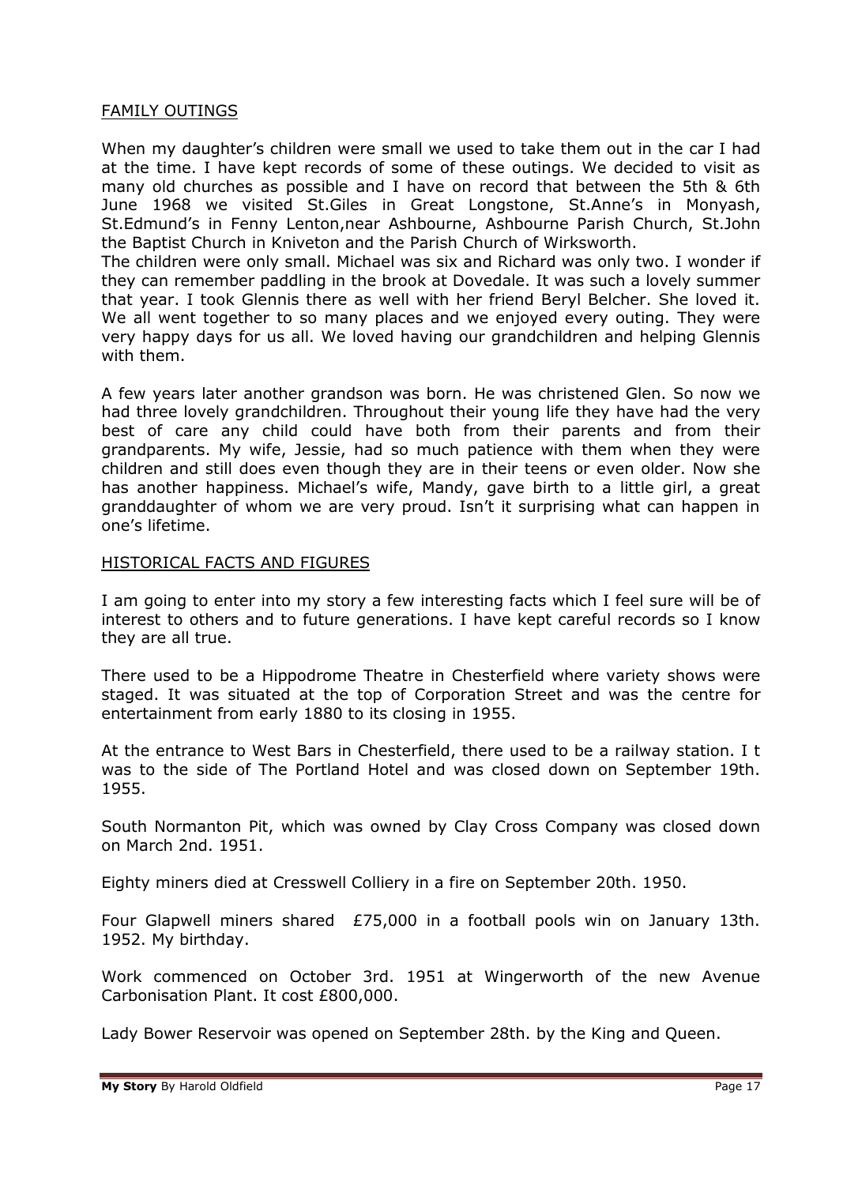## FAMILY OUTINGS

When my daughter's children were small we used to take them out in the car I had at the time. I have kept records of some of these outings. We decided to visit as many old churches as possible and I have on record that between the 5th & 6th June 1968 we visited St.Giles in Great Longstone, St.Anne's in Monyash, St.Edmund's in Fenny Lenton,near Ashbourne, Ashbourne Parish Church, St.John the Baptist Church in Kniveton and the Parish Church of Wirksworth.

The children were only small. Michael was six and Richard was only two. I wonder if they can remember paddling in the brook at Dovedale. It was such a lovely summer that year. I took Glennis there as well with her friend Beryl Belcher. She loved it. We all went together to so many places and we enjoyed every outing. They were very happy days for us all. We loved having our grandchildren and helping Glennis with them.

A few years later another grandson was born. He was christened Glen. So now we had three lovely grandchildren. Throughout their young life they have had the very best of care any child could have both from their parents and from their grandparents. My wife, Jessie, had so much patience with them when they were children and still does even though they are in their teens or even older. Now she has another happiness. Michael's wife, Mandy, gave birth to a little girl, a great granddaughter of whom we are very proud. Isn't it surprising what can happen in one's lifetime.

## HISTORICAL FACTS AND FIGURES

I am going to enter into my story a few interesting facts which I feel sure will be of interest to others and to future generations. I have kept careful records so I know they are all true.

There used to be a Hippodrome Theatre in Chesterfield where variety shows were staged. It was situated at the top of Corporation Street and was the centre for entertainment from early 1880 to its closing in 1955.

At the entrance to West Bars in Chesterfield, there used to be a railway station. I t was to the side of The Portland Hotel and was closed down on September 19th. 1955.

South Normanton Pit, which was owned by Clay Cross Company was closed down on March 2nd. 1951.

Eighty miners died at Cresswell Colliery in a fire on September 20th. 1950.

Four Glapwell miners shared £75,000 in a football pools win on January 13th. 1952. My birthday.

Work commenced on October 3rd. 1951 at Wingerworth of the new Avenue Carbonisation Plant. It cost £800,000.

Lady Bower Reservoir was opened on September 28th. by the King and Queen.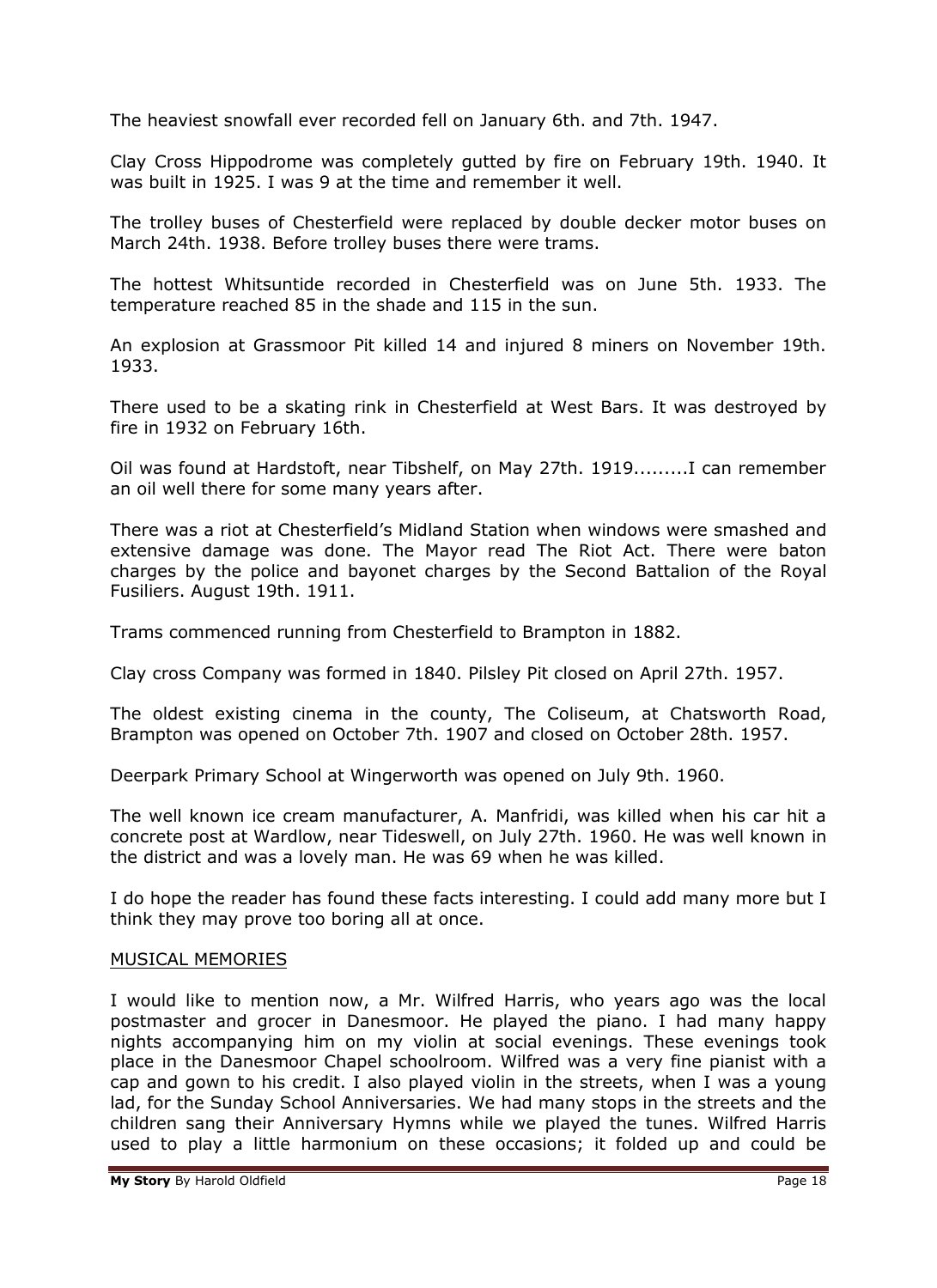The heaviest snowfall ever recorded fell on January 6th. and 7th. 1947.

Clay Cross Hippodrome was completely gutted by fire on February 19th. 1940. It was built in 1925. I was 9 at the time and remember it well.

The trolley buses of Chesterfield were replaced by double decker motor buses on March 24th. 1938. Before trolley buses there were trams.

The hottest Whitsuntide recorded in Chesterfield was on June 5th. 1933. The temperature reached 85 in the shade and 115 in the sun.

An explosion at Grassmoor Pit killed 14 and injured 8 miners on November 19th. 1933.

There used to be a skating rink in Chesterfield at West Bars. It was destroyed by fire in 1932 on February 16th.

Oil was found at Hardstoft, near Tibshelf, on May 27th. 1919.........I can remember an oil well there for some many years after.

There was a riot at Chesterfield's Midland Station when windows were smashed and extensive damage was done. The Mayor read The Riot Act. There were baton charges by the police and bayonet charges by the Second Battalion of the Royal Fusiliers. August 19th. 1911.

Trams commenced running from Chesterfield to Brampton in 1882.

Clay cross Company was formed in 1840. Pilsley Pit closed on April 27th. 1957.

The oldest existing cinema in the county, The Coliseum, at Chatsworth Road, Brampton was opened on October 7th. 1907 and closed on October 28th. 1957.

Deerpark Primary School at Wingerworth was opened on July 9th. 1960.

The well known ice cream manufacturer, A. Manfridi, was killed when his car hit a concrete post at Wardlow, near Tideswell, on July 27th. 1960. He was well known in the district and was a lovely man. He was 69 when he was killed.

I do hope the reader has found these facts interesting. I could add many more but I think they may prove too boring all at once.

## MUSICAL MEMORIES

I would like to mention now, a Mr. Wilfred Harris, who years ago was the local postmaster and grocer in Danesmoor. He played the piano. I had many happy nights accompanying him on my violin at social evenings. These evenings took place in the Danesmoor Chapel schoolroom. Wilfred was a very fine pianist with a cap and gown to his credit. I also played violin in the streets, when I was a young lad, for the Sunday School Anniversaries. We had many stops in the streets and the children sang their Anniversary Hymns while we played the tunes. Wilfred Harris used to play a little harmonium on these occasions; it folded up and could be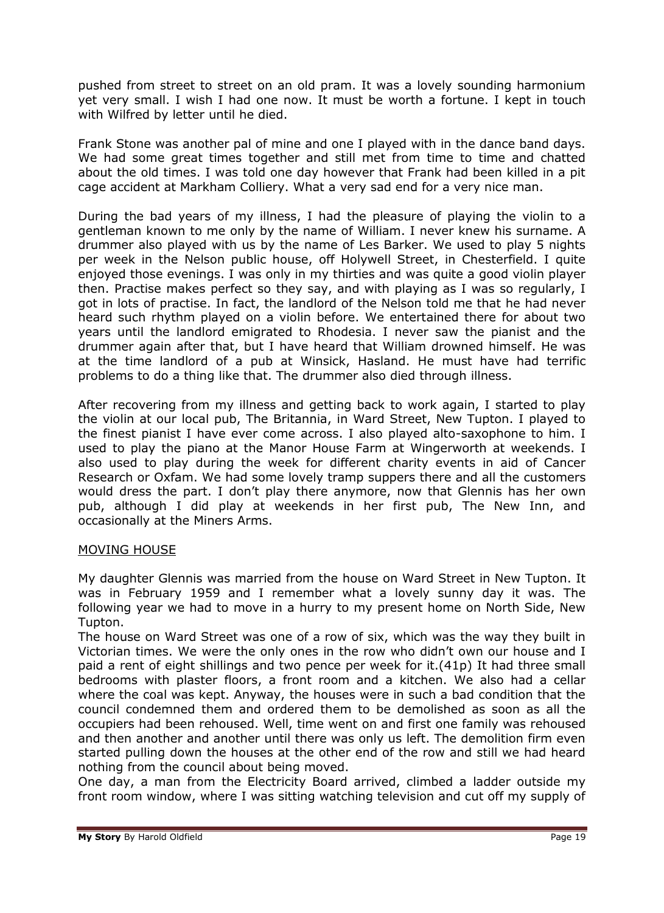pushed from street to street on an old pram. It was a lovely sounding harmonium yet very small. I wish I had one now. It must be worth a fortune. I kept in touch with Wilfred by letter until he died.

Frank Stone was another pal of mine and one I played with in the dance band days. We had some great times together and still met from time to time and chatted about the old times. I was told one day however that Frank had been killed in a pit cage accident at Markham Colliery. What a very sad end for a very nice man.

During the bad years of my illness, I had the pleasure of playing the violin to a gentleman known to me only by the name of William. I never knew his surname. A drummer also played with us by the name of Les Barker. We used to play 5 nights per week in the Nelson public house, off Holywell Street, in Chesterfield. I quite enjoyed those evenings. I was only in my thirties and was quite a good violin player then. Practise makes perfect so they say, and with playing as I was so regularly, I got in lots of practise. In fact, the landlord of the Nelson told me that he had never heard such rhythm played on a violin before. We entertained there for about two years until the landlord emigrated to Rhodesia. I never saw the pianist and the drummer again after that, but I have heard that William drowned himself. He was at the time landlord of a pub at Winsick, Hasland. He must have had terrific problems to do a thing like that. The drummer also died through illness.

After recovering from my illness and getting back to work again, I started to play the violin at our local pub, The Britannia, in Ward Street, New Tupton. I played to the finest pianist I have ever come across. I also played alto-saxophone to him. I used to play the piano at the Manor House Farm at Wingerworth at weekends. I also used to play during the week for different charity events in aid of Cancer Research or Oxfam. We had some lovely tramp suppers there and all the customers would dress the part. I don't play there anymore, now that Glennis has her own pub, although I did play at weekends in her first pub, The New Inn, and occasionally at the Miners Arms.

## MOVING HOUSE

My daughter Glennis was married from the house on Ward Street in New Tupton. It was in February 1959 and I remember what a lovely sunny day it was. The following year we had to move in a hurry to my present home on North Side, New Tupton.

The house on Ward Street was one of a row of six, which was the way they built in Victorian times. We were the only ones in the row who didn't own our house and I paid a rent of eight shillings and two pence per week for it.(41p) It had three small bedrooms with plaster floors, a front room and a kitchen. We also had a cellar where the coal was kept. Anyway, the houses were in such a bad condition that the council condemned them and ordered them to be demolished as soon as all the occupiers had been rehoused. Well, time went on and first one family was rehoused and then another and another until there was only us left. The demolition firm even started pulling down the houses at the other end of the row and still we had heard nothing from the council about being moved.

One day, a man from the Electricity Board arrived, climbed a ladder outside my front room window, where I was sitting watching television and cut off my supply of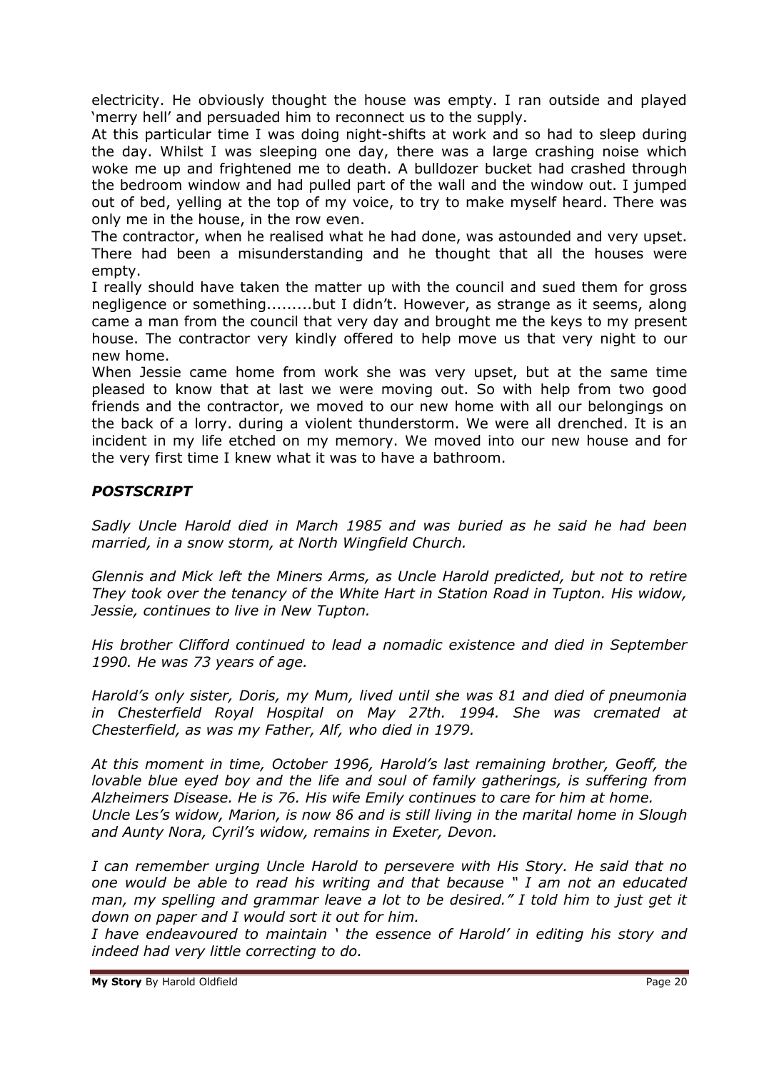electricity. He obviously thought the house was empty. I ran outside and played 'merry hell' and persuaded him to reconnect us to the supply.

At this particular time I was doing night-shifts at work and so had to sleep during the day. Whilst I was sleeping one day, there was a large crashing noise which woke me up and frightened me to death. A bulldozer bucket had crashed through the bedroom window and had pulled part of the wall and the window out. I jumped out of bed, yelling at the top of my voice, to try to make myself heard. There was only me in the house, in the row even.

The contractor, when he realised what he had done, was astounded and very upset. There had been a misunderstanding and he thought that all the houses were empty.

I really should have taken the matter up with the council and sued them for gross negligence or something.........but I didn't. However, as strange as it seems, along came a man from the council that very day and brought me the keys to my present house. The contractor very kindly offered to help move us that very night to our new home.

When Jessie came home from work she was very upset, but at the same time pleased to know that at last we were moving out. So with help from two good friends and the contractor, we moved to our new home with all our belongings on the back of a lorry. during a violent thunderstorm. We were all drenched. It is an incident in my life etched on my memory. We moved into our new house and for the very first time I knew what it was to have a bathroom.

### *POSTSCRIPT*

*Sadly Uncle Harold died in March 1985 and was buried as he said he had been married, in a snow storm, at North Wingfield Church.*

*Glennis and Mick left the Miners Arms, as Uncle Harold predicted, but not to retire They took over the tenancy of the White Hart in Station Road in Tupton. His widow, Jessie, continues to live in New Tupton.*

*His brother Clifford continued to lead a nomadic existence and died in September 1990. He was 73 years of age.*

*Harold's only sister, Doris, my Mum, lived until she was 81 and died of pneumonia in Chesterfield Royal Hospital on May 27th. 1994. She was cremated at Chesterfield, as was my Father, Alf, who died in 1979.*

*At this moment in time, October 1996, Harold's last remaining brother, Geoff, the lovable blue eyed boy and the life and soul of family gatherings, is suffering from Alzheimers Disease. He is 76. His wife Emily continues to care for him at home. Uncle Les's widow, Marion, is now 86 and is still living in the marital home in Slough and Aunty Nora, Cyril's widow, remains in Exeter, Devon.*

*I can remember urging Uncle Harold to persevere with His Story. He said that no one would be able to read his writing and that because " I am not an educated man, my spelling and grammar leave a lot to be desired." I told him to just get it down on paper and I would sort it out for him.*

*I have endeavoured to maintain ' the essence of Harold' in editing his story and indeed had very little correcting to do.*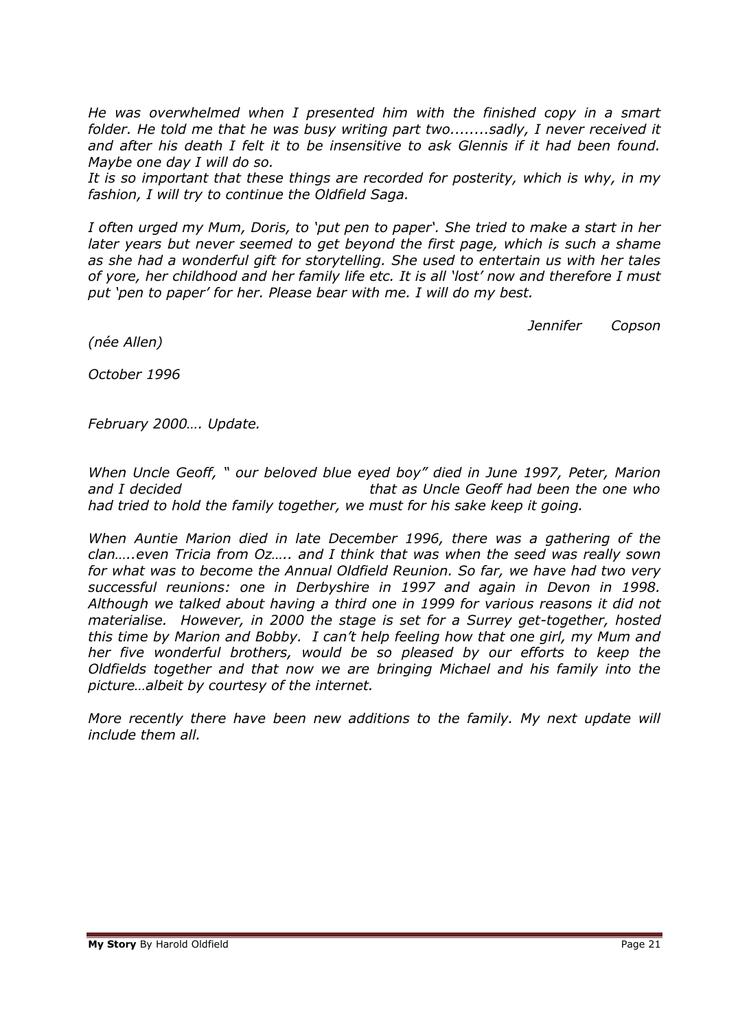*He was overwhelmed when I presented him with the finished copy in a smart folder. He told me that he was busy writing part two........sadly, I never received it and after his death I felt it to be insensitive to ask Glennis if it had been found. Maybe one day I will do so.*

*It is so important that these things are recorded for posterity, which is why, in my fashion, I will try to continue the Oldfield Saga.*

*I often urged my Mum, Doris, to 'put pen to paper'. She tried to make a start in her later years but never seemed to get beyond the first page, which is such a shame as she had a wonderful gift for storytelling. She used to entertain us with her tales of yore, her childhood and her family life etc. It is all 'lost' now and therefore I must put 'pen to paper' for her. Please bear with me. I will do my best.*

*Jennifer Copson (née Allen)*

*October 1996*

*February 2000…. Update.*

*When Uncle Geoff, " our beloved blue eyed boy" died in June 1997, Peter, Marion and I decided that as Uncle Geoff had been the one who had tried to hold the family together, we must for his sake keep it going.*

*When Auntie Marion died in late December 1996, there was a gathering of the clan…..even Tricia from Oz….. and I think that was when the seed was really sown for what was to become the Annual Oldfield Reunion. So far, we have had two very successful reunions: one in Derbyshire in 1997 and again in Devon in 1998. Although we talked about having a third one in 1999 for various reasons it did not materialise. However, in 2000 the stage is set for a Surrey get-together, hosted this time by Marion and Bobby. I can't help feeling how that one girl, my Mum and her five wonderful brothers, would be so pleased by our efforts to keep the Oldfields together and that now we are bringing Michael and his family into the picture…albeit by courtesy of the internet.*

*More recently there have been new additions to the family. My next update will include them all.*